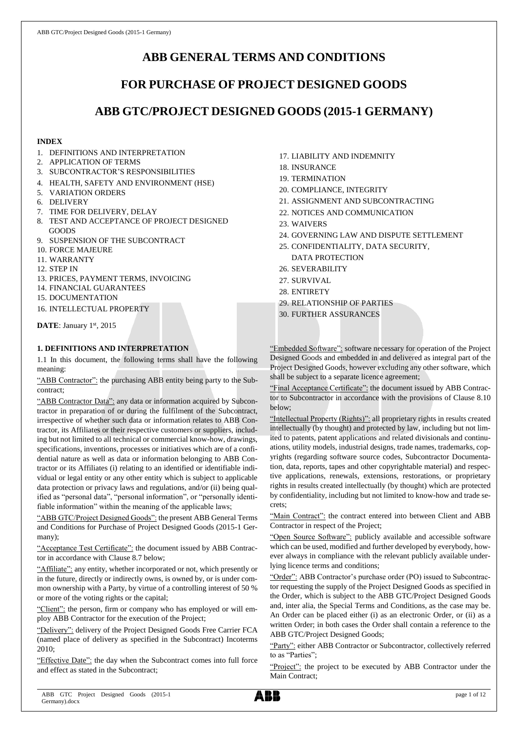# ABB GENERAL TERMS AND CONDITIONS

# FOR PURCHASE OF PROJECT DESIGNED GOODS

# ABB GTC/PROJECT DESIGNED GOODS (2015-1 GERMANY)

**INDEX**

1. DEFINITIONS AND INTERPRETATION
2. APPLICATION OF TERMS
3. SUBCONTRACTOR'S RESPONSIBILITIES
4. HEALTH, SAFETY AND ENVIRONMENT (HSE)
5. VARIATION ORDERS
6. DELIVERY
7. TIME FOR DELIVERY, DELAY
8. TEST AND ACCEPTANCE OF PROJECT DESIGNED GOODS
9. SUSPENSION OF THE SUBCONTRACT
10. FORCE MAJEURE
11. WARRANTY
12. STEP IN
13. PRICES, PAYMENT TERMS, INVOICING
14. FINANCIAL GUARANTEES
15. DOCUMENTATION
16. INTELLECTUAL PROPERTY
17. LIABILITY AND INDEMNITY
18. INSURANCE
19. TERMINATION
20. COMPLIANCE, INTEGRITY
21. ASSIGNMENT AND SUBCONTRACTING
22. NOTICES AND COMMUNICATION
23. WAIVERS
24. GOVERNING LAW AND DISPUTE SETTLEMENT
25. CONFIDENTIALITY, DATA SECURITY, DATA PROTECTION
26. SEVERABILITY
27. SURVIVAL
28. ENTIRETY
29. RELATIONSHIP OF PARTIES
30. FURTHER ASSURANCES

**DATE**: January 1st, 2015

## 1. DEFINITIONS AND INTERPRETATION

1.1 In this document, the following terms shall have the following meaning:

"ABB Contractor": the purchasing ABB entity being party to the Subcontract;

"ABB Contractor Data": any data or information acquired by Subcontractor in preparation of or during the fulfilment of the Subcontract, irrespective of whether such data or information relates to ABB Contractor, its Affiliates or their respective customers or suppliers, including but not limited to all technical or commercial know-how, drawings, specifications, inventions, processes or initiatives which are of a confidential nature as well as data or information belonging to ABB Contractor or its Affiliates (i) relating to an identified or identifiable individual or legal entity or any other entity which is subject to applicable data protection or privacy laws and regulations, and/or (ii) being qualified as "personal data", "personal information", or "personally identifiable information" within the meaning of the applicable laws;

"ABB GTC/Project Designed Goods": the present ABB General Terms and Conditions for Purchase of Project Designed Goods (2015-1 Germany);

"Acceptance Test Certificate": the document issued by ABB Contractor in accordance with Clause 8.7 below;

"Affiliate": any entity, whether incorporated or not, which presently or in the future, directly or indirectly owns, is owned by, or is under common ownership with a Party, by virtue of a controlling interest of 50 % or more of the voting rights or the capital;

"Client": the person, firm or company who has employed or will employ ABB Contractor for the execution of the Project;

"Delivery": delivery of the Project Designed Goods Free Carrier FCA (named place of delivery as specified in the Subcontract) Incoterms 2010;

"Effective Date": the day when the Subcontract comes into full force and effect as stated in the Subcontract;

"Embedded Software": software necessary for operation of the Project Designed Goods and embedded in and delivered as integral part of the Project Designed Goods, however excluding any other software, which shall be subject to a separate licence agreement;

"Final Acceptance Certificate": the document issued by ABB Contractor to Subcontractor in accordance with the provisions of Clause 8.10 below;

"Intellectual Property (Rights)": all proprietary rights in results created intellectually (by thought) and protected by law, including but not limited to patents, patent applications and related divisionals and continuations, utility models, industrial designs, trade names, trademarks, copyrights (regarding software source codes, Subcontractor Documentation, data, reports, tapes and other copyrightable material) and respective applications, renewals, extensions, restorations, or proprietary rights in results created intellectually (by thought) which are protected by confidentiality, including but not limited to know-how and trade secrets;

"Main Contract": the contract entered into between Client and ABB Contractor in respect of the Project;

"Open Source Software": publicly available and accessible software which can be used, modified and further developed by everybody, however always in compliance with the relevant publicly available underlying licence terms and conditions;

"Order": ABB Contractor's purchase order (PO) issued to Subcontractor requesting the supply of the Project Designed Goods as specified in the Order, which is subject to the ABB GTC/Project Designed Goods and, inter alia, the Special Terms and Conditions, as the case may be. An Order can be placed either (i) as an electronic Order, or (ii) as a written Order; in both cases the Order shall contain a reference to the ABB GTC/Project Designed Goods;

"Party": either ABB Contractor or Subcontractor, collectively referred to as "Parties";

"Project": the project to be executed by ABB Contractor under the Main Contract;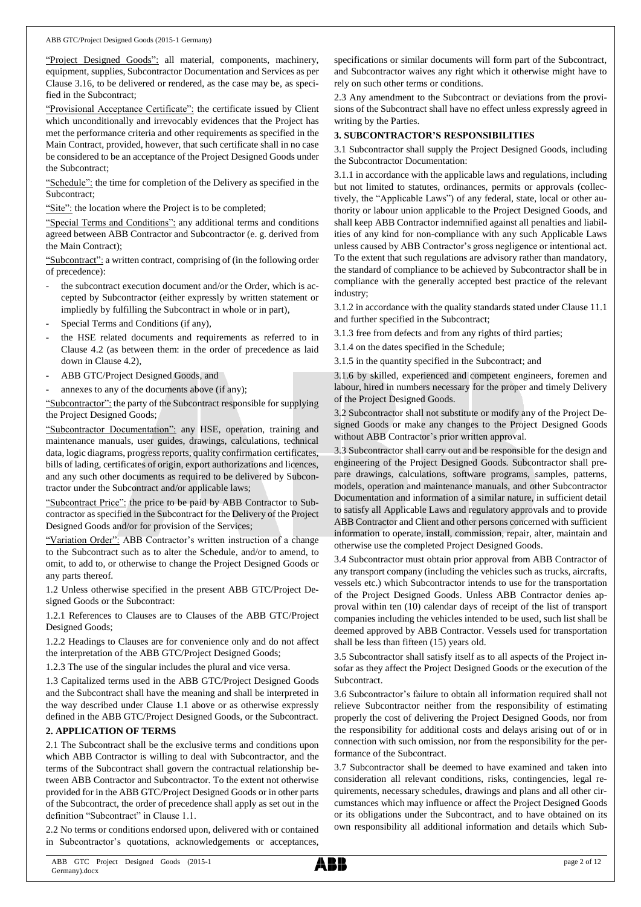"Project Designed Goods": all material, components, machinery, equipment, supplies, Subcontractor Documentation and Services as per Clause 3.16, to be delivered or rendered, as the case may be, as specified in the Subcontract;

"Provisional Acceptance Certificate": the certificate issued by Client which unconditionally and irrevocably evidences that the Project has met the performance criteria and other requirements as specified in the Main Contract, provided, however, that such certificate shall in no case be considered to be an acceptance of the Project Designed Goods under the Subcontract;

"Schedule": the time for completion of the Delivery as specified in the Subcontract;

"Site": the location where the Project is to be completed;

"Special Terms and Conditions": any additional terms and conditions agreed between ABB Contractor and Subcontractor (e. g. derived from the Main Contract);

"Subcontract": a written contract, comprising of (in the following order of precedence):

- the subcontract execution document and/or the Order, which is accepted by Subcontractor (either expressly by written statement or impliedly by fulfilling the Subcontract in whole or in part),
- Special Terms and Conditions (if any),
- the HSE related documents and requirements as referred to in Clause 4.2 (as between them: in the order of precedence as laid down in Clause 4.2),
- ABB GTC/Project Designed Goods, and
- annexes to any of the documents above (if any);

"Subcontractor": the party of the Subcontract responsible for supplying the Project Designed Goods;

"Subcontractor Documentation": any HSE, operation, training and maintenance manuals, user guides, drawings, calculations, technical data, logic diagrams, progress reports, quality confirmation certificates, bills of lading, certificates of origin, export authorizations and licences, and any such other documents as required to be delivered by Subcontractor under the Subcontract and/or applicable laws;

"Subcontract Price": the price to be paid by ABB Contractor to Subcontractor as specified in the Subcontract for the Delivery of the Project Designed Goods and/or for provision of the Services;

"Variation Order": ABB Contractor's written instruction of a change to the Subcontract such as to alter the Schedule, and/or to amend, to omit, to add to, or otherwise to change the Project Designed Goods or any parts thereof.

1.2 Unless otherwise specified in the present ABB GTC/Project Designed Goods or the Subcontract:

1.2.1 References to Clauses are to Clauses of the ABB GTC/Project Designed Goods;

1.2.2 Headings to Clauses are for convenience only and do not affect the interpretation of the ABB GTC/Project Designed Goods;

1.2.3 The use of the singular includes the plural and vice versa.

1.3 Capitalized terms used in the ABB GTC/Project Designed Goods and the Subcontract shall have the meaning and shall be interpreted in the way described under Clause 1.1 above or as otherwise expressly defined in the ABB GTC/Project Designed Goods, or the Subcontract.

## 2. APPLICATION OF TERMS

2.1 The Subcontract shall be the exclusive terms and conditions upon which ABB Contractor is willing to deal with Subcontractor, and the terms of the Subcontract shall govern the contractual relationship between ABB Contractor and Subcontractor. To the extent not otherwise provided for in the ABB GTC/Project Designed Goods or in other parts of the Subcontract, the order of precedence shall apply as set out in the definition "Subcontract" in Clause 1.1.

2.2 No terms or conditions endorsed upon, delivered with or contained in Subcontractor's quotations, acknowledgements or acceptances, specifications or similar documents will form part of the Subcontract, and Subcontractor waives any right which it otherwise might have to rely on such other terms or conditions.

2.3 Any amendment to the Subcontract or deviations from the provisions of the Subcontract shall have no effect unless expressly agreed in writing by the Parties.

## 3. SUBCONTRACTOR'S RESPONSIBILITIES

3.1 Subcontractor shall supply the Project Designed Goods, including the Subcontractor Documentation:

3.1.1 in accordance with the applicable laws and regulations, including but not limited to statutes, ordinances, permits or approvals (collectively, the "Applicable Laws") of any federal, state, local or other authority or labour union applicable to the Project Designed Goods, and shall keep ABB Contractor indemnified against all penalties and liabilities of any kind for non-compliance with any such Applicable Laws unless caused by ABB Contractor's gross negligence or intentional act. To the extent that such regulations are advisory rather than mandatory, the standard of compliance to be achieved by Subcontractor shall be in compliance with the generally accepted best practice of the relevant industry;

3.1.2 in accordance with the quality standards stated under Clause 11.1 and further specified in the Subcontract;

3.1.3 free from defects and from any rights of third parties;

3.1.4 on the dates specified in the Schedule;

3.1.5 in the quantity specified in the Subcontract; and

3.1.6 by skilled, experienced and competent engineers, foremen and labour, hired in numbers necessary for the proper and timely Delivery of the Project Designed Goods.

3.2 Subcontractor shall not substitute or modify any of the Project Designed Goods or make any changes to the Project Designed Goods without ABB Contractor's prior written approval.

3.3 Subcontractor shall carry out and be responsible for the design and engineering of the Project Designed Goods. Subcontractor shall prepare drawings, calculations, software programs, samples, patterns, models, operation and maintenance manuals, and other Subcontractor Documentation and information of a similar nature, in sufficient detail to satisfy all Applicable Laws and regulatory approvals and to provide ABB Contractor and Client and other persons concerned with sufficient information to operate, install, commission, repair, alter, maintain and otherwise use the completed Project Designed Goods.

3.4 Subcontractor must obtain prior approval from ABB Contractor of any transport company (including the vehicles such as trucks, aircrafts, vessels etc.) which Subcontractor intends to use for the transportation of the Project Designed Goods. Unless ABB Contractor denies approval within ten (10) calendar days of receipt of the list of transport companies including the vehicles intended to be used, such list shall be deemed approved by ABB Contractor. Vessels used for transportation shall be less than fifteen (15) years old.

3.5 Subcontractor shall satisfy itself as to all aspects of the Project insofar as they affect the Project Designed Goods or the execution of the Subcontract.

3.6 Subcontractor's failure to obtain all information required shall not relieve Subcontractor neither from the responsibility of estimating properly the cost of delivering the Project Designed Goods, nor from the responsibility for additional costs and delays arising out of or in connection with such omission, nor from the responsibility for the performance of the Subcontract.

3.7 Subcontractor shall be deemed to have examined and taken into consideration all relevant conditions, risks, contingencies, legal requirements, necessary schedules, drawings and plans and all other circumstances which may influence or affect the Project Designed Goods or its obligations under the Subcontract, and to have obtained on its own responsibility all additional information and details which Sub-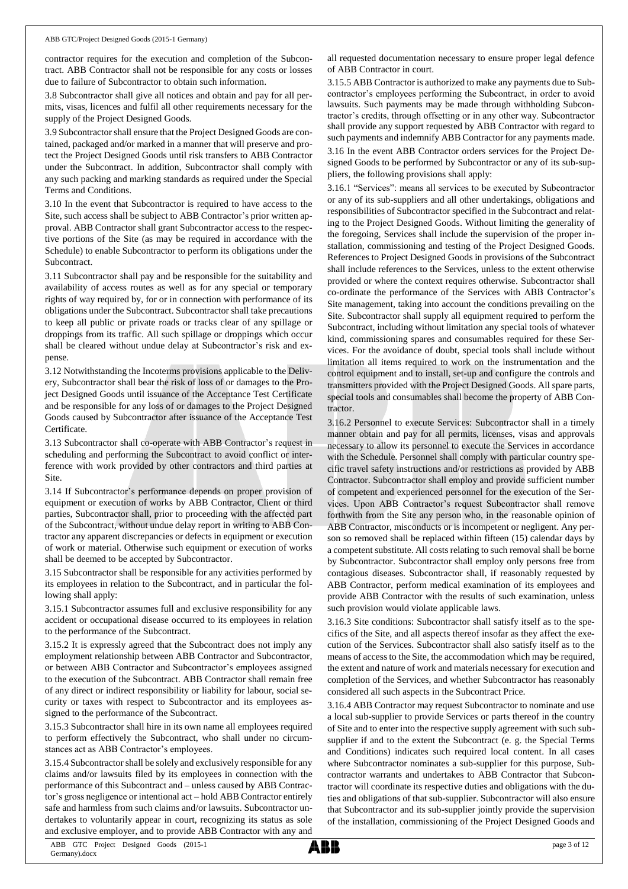contractor requires for the execution and completion of the Subcontract. ABB Contractor shall not be responsible for any costs or losses due to failure of Subcontractor to obtain such information.

3.8 Subcontractor shall give all notices and obtain and pay for all permits, visas, licences and fulfil all other requirements necessary for the supply of the Project Designed Goods.

3.9 Subcontractor shall ensure that the Project Designed Goods are contained, packaged and/or marked in a manner that will preserve and protect the Project Designed Goods until risk transfers to ABB Contractor under the Subcontract. In addition, Subcontractor shall comply with any such packing and marking standards as required under the Special Terms and Conditions.

3.10 In the event that Subcontractor is required to have access to the Site, such access shall be subject to ABB Contractor's prior written approval. ABB Contractor shall grant Subcontractor access to the respective portions of the Site (as may be required in accordance with the Schedule) to enable Subcontractor to perform its obligations under the Subcontract.

3.11 Subcontractor shall pay and be responsible for the suitability and availability of access routes as well as for any special or temporary rights of way required by, for or in connection with performance of its obligations under the Subcontract. Subcontractor shall take precautions to keep all public or private roads or tracks clear of any spillage or droppings from its traffic. All such spillage or droppings which occur shall be cleared without undue delay at Subcontractor's risk and expense.

3.12 Notwithstanding the Incoterms provisions applicable to the Delivery, Subcontractor shall bear the risk of loss of or damages to the Project Designed Goods until issuance of the Acceptance Test Certificate and be responsible for any loss of or damages to the Project Designed Goods caused by Subcontractor after issuance of the Acceptance Test Certificate.

3.13 Subcontractor shall co-operate with ABB Contractor's request in scheduling and performing the Subcontract to avoid conflict or interference with work provided by other contractors and third parties at Site.

3.14 If Subcontractor's performance depends on proper provision of equipment or execution of works by ABB Contractor, Client or third parties, Subcontractor shall, prior to proceeding with the affected part of the Subcontract, without undue delay report in writing to ABB Contractor any apparent discrepancies or defects in equipment or execution of work or material. Otherwise such equipment or execution of works shall be deemed to be accepted by Subcontractor.

3.15 Subcontractor shall be responsible for any activities performed by its employees in relation to the Subcontract, and in particular the following shall apply:

3.15.1 Subcontractor assumes full and exclusive responsibility for any accident or occupational disease occurred to its employees in relation to the performance of the Subcontract.

3.15.2 It is expressly agreed that the Subcontract does not imply any employment relationship between ABB Contractor and Subcontractor, or between ABB Contractor and Subcontractor's employees assigned to the execution of the Subcontract. ABB Contractor shall remain free of any direct or indirect responsibility or liability for labour, social security or taxes with respect to Subcontractor and its employees assigned to the performance of the Subcontract.

3.15.3 Subcontractor shall hire in its own name all employees required to perform effectively the Subcontract, who shall under no circumstances act as ABB Contractor's employees.

3.15.4 Subcontractor shall be solely and exclusively responsible for any claims and/or lawsuits filed by its employees in connection with the performance of this Subcontract and – unless caused by ABB Contractor's gross negligence or intentional act – hold ABB Contractor entirely safe and harmless from such claims and/or lawsuits. Subcontractor undertakes to voluntarily appear in court, recognizing its status as sole and exclusive employer, and to provide ABB Contractor with any and all requested documentation necessary to ensure proper legal defence of ABB Contractor in court.

3.15.5 ABB Contractor is authorized to make any payments due to Subcontractor's employees performing the Subcontract, in order to avoid lawsuits. Such payments may be made through withholding Subcontractor's credits, through offsetting or in any other way. Subcontractor shall provide any support requested by ABB Contractor with regard to such payments and indemnify ABB Contractor for any payments made.

3.16 In the event ABB Contractor orders services for the Project Designed Goods to be performed by Subcontractor or any of its sub-suppliers, the following provisions shall apply:

3.16.1 "Services": means all services to be executed by Subcontractor or any of its sub-suppliers and all other undertakings, obligations and responsibilities of Subcontractor specified in the Subcontract and relating to the Project Designed Goods. Without limiting the generality of the foregoing, Services shall include the supervision of the proper installation, commissioning and testing of the Project Designed Goods. References to Project Designed Goods in provisions of the Subcontract shall include references to the Services, unless to the extent otherwise provided or where the context requires otherwise. Subcontractor shall co-ordinate the performance of the Services with ABB Contractor's Site management, taking into account the conditions prevailing on the Site. Subcontractor shall supply all equipment required to perform the Subcontract, including without limitation any special tools of whatever kind, commissioning spares and consumables required for these Services. For the avoidance of doubt, special tools shall include without limitation all items required to work on the instrumentation and the control equipment and to install, set-up and configure the controls and transmitters provided with the Project Designed Goods. All spare parts, special tools and consumables shall become the property of ABB Contractor.

3.16.2 Personnel to execute Services: Subcontractor shall in a timely manner obtain and pay for all permits, licenses, visas and approvals necessary to allow its personnel to execute the Services in accordance with the Schedule. Personnel shall comply with particular country specific travel safety instructions and/or restrictions as provided by ABB Contractor. Subcontractor shall employ and provide sufficient number of competent and experienced personnel for the execution of the Services. Upon ABB Contractor's request Subcontractor shall remove forthwith from the Site any person who, in the reasonable opinion of ABB Contractor, misconducts or is incompetent or negligent. Any person so removed shall be replaced within fifteen (15) calendar days by a competent substitute. All costs relating to such removal shall be borne by Subcontractor. Subcontractor shall employ only persons free from contagious diseases. Subcontractor shall, if reasonably requested by ABB Contractor, perform medical examination of its employees and provide ABB Contractor with the results of such examination, unless such provision would violate applicable laws.

3.16.3 Site conditions: Subcontractor shall satisfy itself as to the specifics of the Site, and all aspects thereof insofar as they affect the execution of the Services. Subcontractor shall also satisfy itself as to the means of access to the Site, the accommodation which may be required, the extent and nature of work and materials necessary for execution and completion of the Services, and whether Subcontractor has reasonably considered all such aspects in the Subcontract Price.

3.16.4 ABB Contractor may request Subcontractor to nominate and use a local sub-supplier to provide Services or parts thereof in the country of Site and to enter into the respective supply agreement with such sub-supplier if and to the extent the Subcontract (e. g. the Special Terms and Conditions) indicates such required local content. In all cases where Subcontractor nominates a sub-supplier for this purpose, Subcontractor warrants and undertakes to ABB Contractor that Subcontractor will coordinate its respective duties and obligations with the duties and obligations of that sub-supplier. Subcontractor will also ensure that Subcontractor and its sub-supplier jointly provide the supervision of the installation, commissioning of the Project Designed Goods and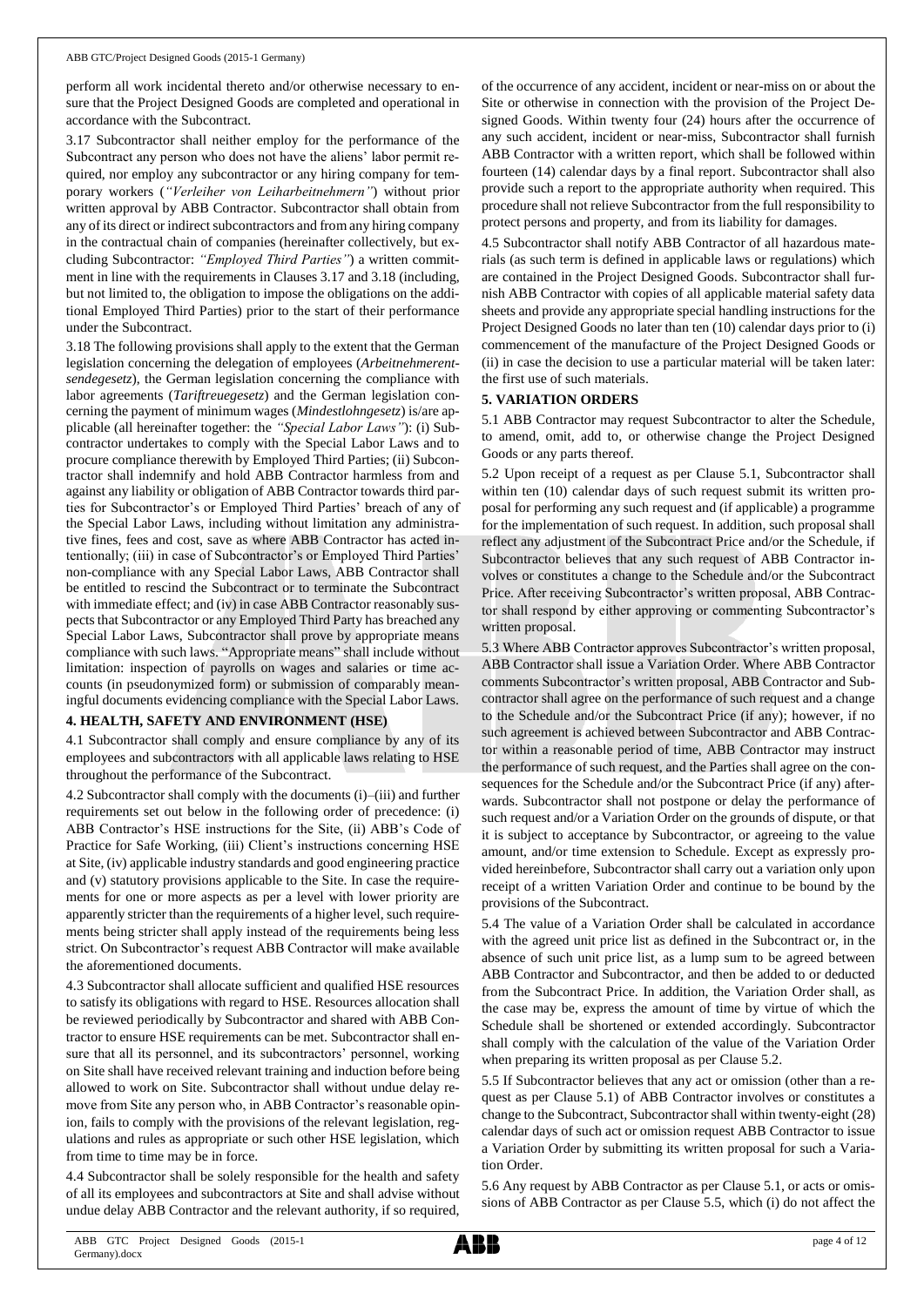perform all work incidental thereto and/or otherwise necessary to ensure that the Project Designed Goods are completed and operational in accordance with the Subcontract.

3.17 Subcontractor shall neither employ for the performance of the Subcontract any person who does not have the aliens' labor permit required, nor employ any subcontractor or any hiring company for temporary workers (*"Verleiher von Leiharbeitnehmern"*) without prior written approval by ABB Contractor. Subcontractor shall obtain from any of its direct or indirect subcontractors and from any hiring company in the contractual chain of companies (hereinafter collectively, but excluding Subcontractor: *"Employed Third Parties"*) a written commitment in line with the requirements in Clauses 3.17 and 3.18 (including, but not limited to, the obligation to impose the obligations on the additional Employed Third Parties) prior to the start of their performance under the Subcontract.

3.18 The following provisions shall apply to the extent that the German legislation concerning the delegation of employees (*Arbeitnehmerentsendegesetz*), the German legislation concerning the compliance with labor agreements (*Tariftreuegesetz*) and the German legislation concerning the payment of minimum wages (*Mindestlohngesetz*) is/are applicable (all hereinafter together: the *"Special Labor Laws"*): (i) Subcontractor undertakes to comply with the Special Labor Laws and to procure compliance therewith by Employed Third Parties; (ii) Subcontractor shall indemnify and hold ABB Contractor harmless from and against any liability or obligation of ABB Contractor towards third parties for Subcontractor's or Employed Third Parties' breach of any of the Special Labor Laws, including without limitation any administrative fines, fees and cost, save as where ABB Contractor has acted intentionally; (iii) in case of Subcontractor's or Employed Third Parties' non-compliance with any Special Labor Laws, ABB Contractor shall be entitled to rescind the Subcontract or to terminate the Subcontract with immediate effect; and (iv) in case ABB Contractor reasonably suspects that Subcontractor or any Employed Third Party has breached any Special Labor Laws, Subcontractor shall prove by appropriate means compliance with such laws. "Appropriate means" shall include without limitation: inspection of payrolls on wages and salaries or time accounts (in pseudonymized form) or submission of comparably meaningful documents evidencing compliance with the Special Labor Laws.

## 4. HEALTH, SAFETY AND ENVIRONMENT (HSE)

4.1 Subcontractor shall comply and ensure compliance by any of its employees and subcontractors with all applicable laws relating to HSE throughout the performance of the Subcontract.

4.2 Subcontractor shall comply with the documents (i)–(iii) and further requirements set out below in the following order of precedence: (i) ABB Contractor's HSE instructions for the Site, (ii) ABB's Code of Practice for Safe Working, (iii) Client's instructions concerning HSE at Site, (iv) applicable industry standards and good engineering practice and (v) statutory provisions applicable to the Site. In case the requirements for one or more aspects as per a level with lower priority are apparently stricter than the requirements of a higher level, such requirements being stricter shall apply instead of the requirements being less strict. On Subcontractor's request ABB Contractor will make available the aforementioned documents.

4.3 Subcontractor shall allocate sufficient and qualified HSE resources to satisfy its obligations with regard to HSE. Resources allocation shall be reviewed periodically by Subcontractor and shared with ABB Contractor to ensure HSE requirements can be met. Subcontractor shall ensure that all its personnel, and its subcontractors' personnel, working on Site shall have received relevant training and induction before being allowed to work on Site. Subcontractor shall without undue delay remove from Site any person who, in ABB Contractor's reasonable opinion, fails to comply with the provisions of the relevant legislation, regulations and rules as appropriate or such other HSE legislation, which from time to time may be in force.

4.4 Subcontractor shall be solely responsible for the health and safety of all its employees and subcontractors at Site and shall advise without undue delay ABB Contractor and the relevant authority, if so required, of the occurrence of any accident, incident or near-miss on or about the Site or otherwise in connection with the provision of the Project Designed Goods. Within twenty four (24) hours after the occurrence of any such accident, incident or near-miss, Subcontractor shall furnish ABB Contractor with a written report, which shall be followed within fourteen (14) calendar days by a final report. Subcontractor shall also provide such a report to the appropriate authority when required. This procedure shall not relieve Subcontractor from the full responsibility to protect persons and property, and from its liability for damages.

4.5 Subcontractor shall notify ABB Contractor of all hazardous materials (as such term is defined in applicable laws or regulations) which are contained in the Project Designed Goods. Subcontractor shall furnish ABB Contractor with copies of all applicable material safety data sheets and provide any appropriate special handling instructions for the Project Designed Goods no later than ten (10) calendar days prior to (i) commencement of the manufacture of the Project Designed Goods or (ii) in case the decision to use a particular material will be taken later: the first use of such materials.

## 5. VARIATION ORDERS

5.1 ABB Contractor may request Subcontractor to alter the Schedule, to amend, omit, add to, or otherwise change the Project Designed Goods or any parts thereof.

5.2 Upon receipt of a request as per Clause 5.1, Subcontractor shall within ten (10) calendar days of such request submit its written proposal for performing any such request and (if applicable) a programme for the implementation of such request. In addition, such proposal shall reflect any adjustment of the Subcontract Price and/or the Schedule, if Subcontractor believes that any such request of ABB Contractor involves or constitutes a change to the Schedule and/or the Subcontract Price. After receiving Subcontractor's written proposal, ABB Contractor shall respond by either approving or commenting Subcontractor's written proposal.

5.3 Where ABB Contractor approves Subcontractor's written proposal, ABB Contractor shall issue a Variation Order. Where ABB Contractor comments Subcontractor's written proposal, ABB Contractor and Subcontractor shall agree on the performance of such request and a change to the Schedule and/or the Subcontract Price (if any); however, if no such agreement is achieved between Subcontractor and ABB Contractor within a reasonable period of time, ABB Contractor may instruct the performance of such request, and the Parties shall agree on the consequences for the Schedule and/or the Subcontract Price (if any) afterwards. Subcontractor shall not postpone or delay the performance of such request and/or a Variation Order on the grounds of dispute, or that it is subject to acceptance by Subcontractor, or agreeing to the value amount, and/or time extension to Schedule. Except as expressly provided hereinbefore, Subcontractor shall carry out a variation only upon receipt of a written Variation Order and continue to be bound by the provisions of the Subcontract.

5.4 The value of a Variation Order shall be calculated in accordance with the agreed unit price list as defined in the Subcontract or, in the absence of such unit price list, as a lump sum to be agreed between ABB Contractor and Subcontractor, and then be added to or deducted from the Subcontract Price. In addition, the Variation Order shall, as the case may be, express the amount of time by virtue of which the Schedule shall be shortened or extended accordingly. Subcontractor shall comply with the calculation of the value of the Variation Order when preparing its written proposal as per Clause 5.2.

5.5 If Subcontractor believes that any act or omission (other than a request as per Clause 5.1) of ABB Contractor involves or constitutes a change to the Subcontract, Subcontractor shall within twenty-eight (28) calendar days of such act or omission request ABB Contractor to issue a Variation Order by submitting its written proposal for such a Variation Order.

5.6 Any request by ABB Contractor as per Clause 5.1, or acts or omissions of ABB Contractor as per Clause 5.5, which (i) do not affect the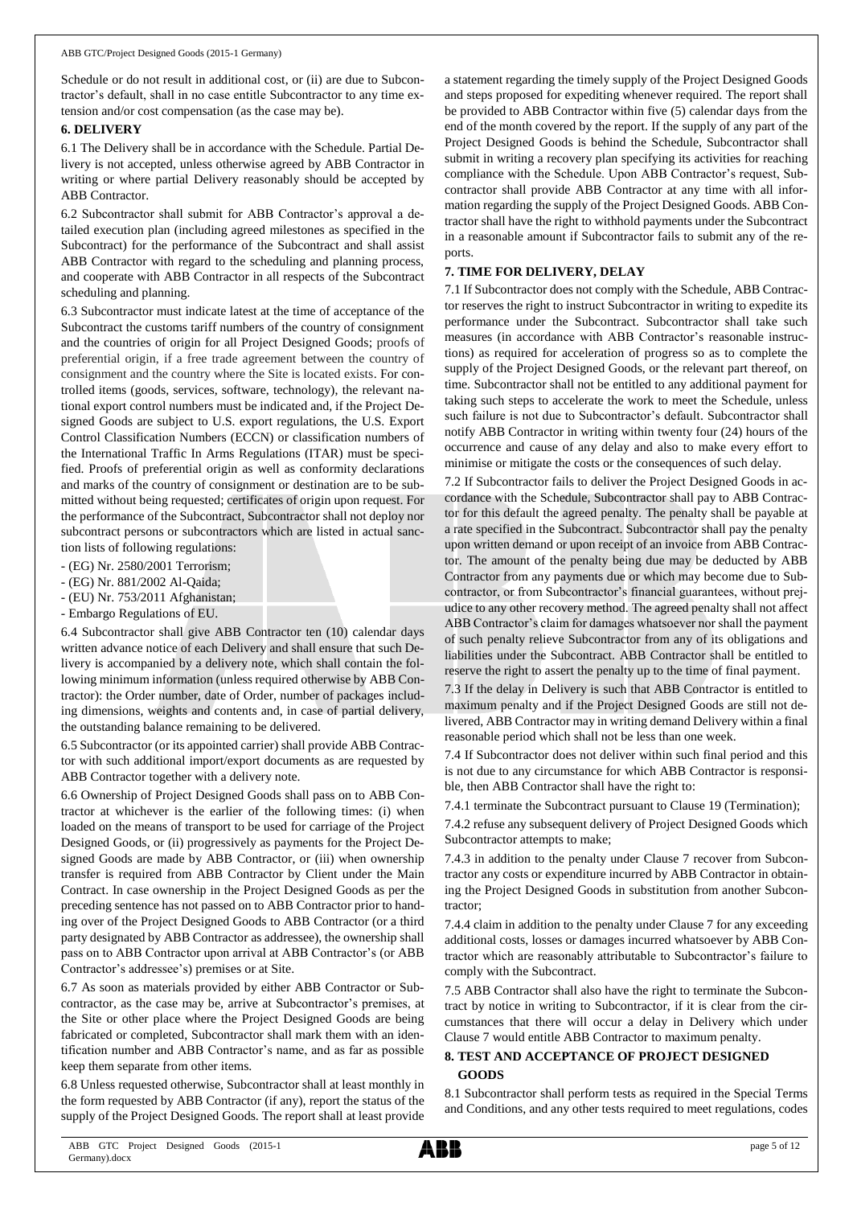Schedule or do not result in additional cost, or (ii) are due to Subcontractor's default, shall in no case entitle Subcontractor to any time extension and/or cost compensation (as the case may be).

## 6. DELIVERY

6.1 The Delivery shall be in accordance with the Schedule. Partial Delivery is not accepted, unless otherwise agreed by ABB Contractor in writing or where partial Delivery reasonably should be accepted by ABB Contractor.

6.2 Subcontractor shall submit for ABB Contractor's approval a detailed execution plan (including agreed milestones as specified in the Subcontract) for the performance of the Subcontract and shall assist ABB Contractor with regard to the scheduling and planning process, and cooperate with ABB Contractor in all respects of the Subcontract scheduling and planning.

6.3 Subcontractor must indicate latest at the time of acceptance of the Subcontract the customs tariff numbers of the country of consignment and the countries of origin for all Project Designed Goods; proofs of preferential origin, if a free trade agreement between the country of consignment and the country where the Site is located exists. For controlled items (goods, services, software, technology), the relevant national export control numbers must be indicated and, if the Project Designed Goods are subject to U.S. export regulations, the U.S. Export Control Classification Numbers (ECCN) or classification numbers of the International Traffic In Arms Regulations (ITAR) must be specified. Proofs of preferential origin as well as conformity declarations and marks of the country of consignment or destination are to be submitted without being requested; certificates of origin upon request. For the performance of the Subcontract, Subcontractor shall not deploy nor subcontract persons or subcontractors which are listed in actual sanction lists of following regulations:

- (EG) Nr. 2580/2001 Terrorism;
- (EG) Nr. 881/2002 Al-Qaida;
- (EU) Nr. 753/2011 Afghanistan;
- Embargo Regulations of EU.

6.4 Subcontractor shall give ABB Contractor ten (10) calendar days written advance notice of each Delivery and shall ensure that such Delivery is accompanied by a delivery note, which shall contain the following minimum information (unless required otherwise by ABB Contractor): the Order number, date of Order, number of packages including dimensions, weights and contents and, in case of partial delivery, the outstanding balance remaining to be delivered.

6.5 Subcontractor (or its appointed carrier) shall provide ABB Contractor with such additional import/export documents as are requested by ABB Contractor together with a delivery note.

6.6 Ownership of Project Designed Goods shall pass on to ABB Contractor at whichever is the earlier of the following times: (i) when loaded on the means of transport to be used for carriage of the Project Designed Goods, or (ii) progressively as payments for the Project Designed Goods are made by ABB Contractor, or (iii) when ownership transfer is required from ABB Contractor by Client under the Main Contract. In case ownership in the Project Designed Goods as per the preceding sentence has not passed on to ABB Contractor prior to handing over of the Project Designed Goods to ABB Contractor (or a third party designated by ABB Contractor as addressee), the ownership shall pass on to ABB Contractor upon arrival at ABB Contractor's (or ABB Contractor's addressee's) premises or at Site.

6.7 As soon as materials provided by either ABB Contractor or Subcontractor, as the case may be, arrive at Subcontractor's premises, at the Site or other place where the Project Designed Goods are being fabricated or completed, Subcontractor shall mark them with an identification number and ABB Contractor's name, and as far as possible keep them separate from other items.

6.8 Unless requested otherwise, Subcontractor shall at least monthly in the form requested by ABB Contractor (if any), report the status of the supply of the Project Designed Goods. The report shall at least provide a statement regarding the timely supply of the Project Designed Goods and steps proposed for expediting whenever required. The report shall be provided to ABB Contractor within five (5) calendar days from the end of the month covered by the report. If the supply of any part of the Project Designed Goods is behind the Schedule, Subcontractor shall submit in writing a recovery plan specifying its activities for reaching compliance with the Schedule. Upon ABB Contractor's request, Subcontractor shall provide ABB Contractor at any time with all information regarding the supply of the Project Designed Goods. ABB Contractor shall have the right to withhold payments under the Subcontract in a reasonable amount if Subcontractor fails to submit any of the reports.

## 7. TIME FOR DELIVERY, DELAY

7.1 If Subcontractor does not comply with the Schedule, ABB Contractor reserves the right to instruct Subcontractor in writing to expedite its performance under the Subcontract. Subcontractor shall take such measures (in accordance with ABB Contractor's reasonable instructions) as required for acceleration of progress so as to complete the supply of the Project Designed Goods, or the relevant part thereof, on time. Subcontractor shall not be entitled to any additional payment for taking such steps to accelerate the work to meet the Schedule, unless such failure is not due to Subcontractor's default. Subcontractor shall notify ABB Contractor in writing within twenty four (24) hours of the occurrence and cause of any delay and also to make every effort to minimise or mitigate the costs or the consequences of such delay.

7.2 If Subcontractor fails to deliver the Project Designed Goods in accordance with the Schedule, Subcontractor shall pay to ABB Contractor for this default the agreed penalty. The penalty shall be payable at a rate specified in the Subcontract. Subcontractor shall pay the penalty upon written demand or upon receipt of an invoice from ABB Contractor. The amount of the penalty being due may be deducted by ABB Contractor from any payments due or which may become due to Subcontractor, or from Subcontractor's financial guarantees, without prejudice to any other recovery method. The agreed penalty shall not affect ABB Contractor's claim for damages whatsoever nor shall the payment of such penalty relieve Subcontractor from any of its obligations and liabilities under the Subcontract. ABB Contractor shall be entitled to reserve the right to assert the penalty up to the time of final payment.

7.3 If the delay in Delivery is such that ABB Contractor is entitled to maximum penalty and if the Project Designed Goods are still not delivered, ABB Contractor may in writing demand Delivery within a final reasonable period which shall not be less than one week.

7.4 If Subcontractor does not deliver within such final period and this is not due to any circumstance for which ABB Contractor is responsible, then ABB Contractor shall have the right to:

7.4.1 terminate the Subcontract pursuant to Clause 19 (Termination);

7.4.2 refuse any subsequent delivery of Project Designed Goods which Subcontractor attempts to make;

7.4.3 in addition to the penalty under Clause 7 recover from Subcontractor any costs or expenditure incurred by ABB Contractor in obtaining the Project Designed Goods in substitution from another Subcontractor;

7.4.4 claim in addition to the penalty under Clause 7 for any exceeding additional costs, losses or damages incurred whatsoever by ABB Contractor which are reasonably attributable to Subcontractor's failure to comply with the Subcontract.

7.5 ABB Contractor shall also have the right to terminate the Subcontract by notice in writing to Subcontractor, if it is clear from the circumstances that there will occur a delay in Delivery which under Clause 7 would entitle ABB Contractor to maximum penalty.

## 8. TEST AND ACCEPTANCE OF PROJECT DESIGNED GOODS

8.1 Subcontractor shall perform tests as required in the Special Terms and Conditions, and any other tests required to meet regulations, codes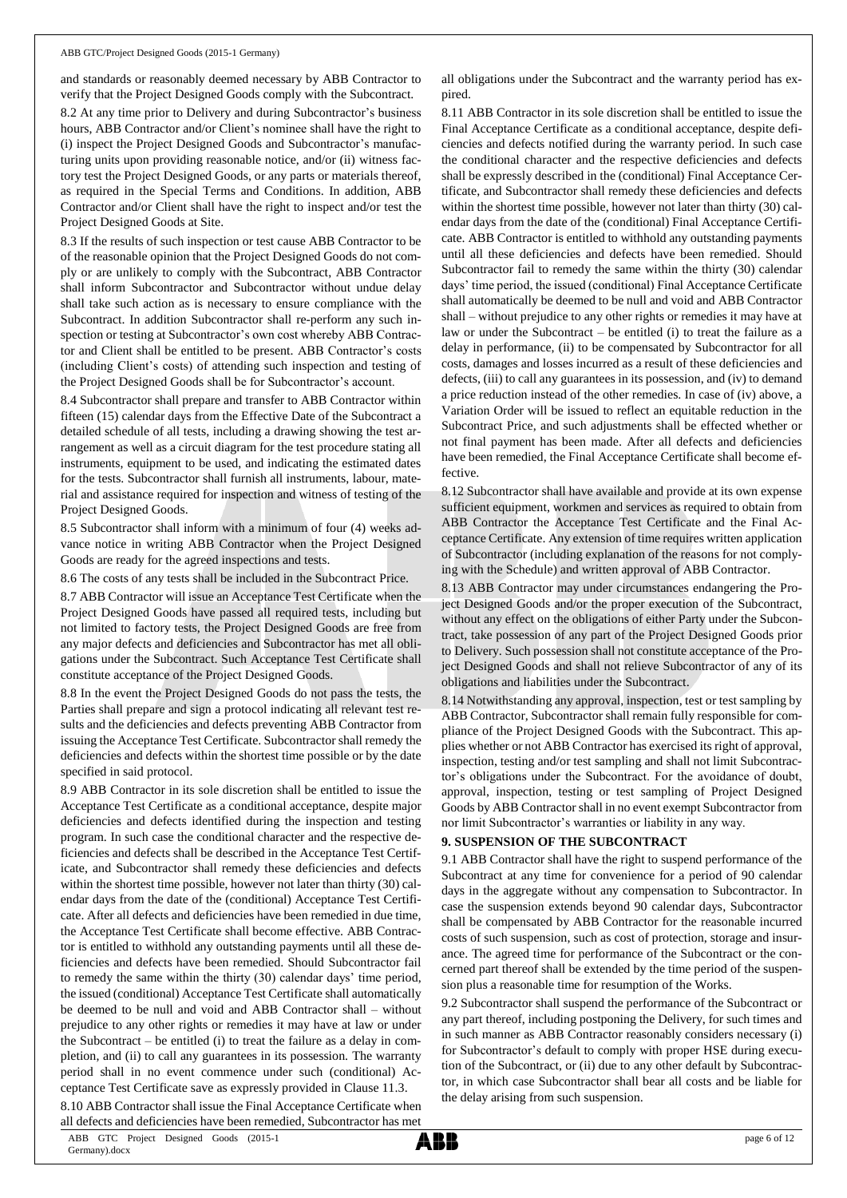and standards or reasonably deemed necessary by ABB Contractor to verify that the Project Designed Goods comply with the Subcontract.

8.2 At any time prior to Delivery and during Subcontractor's business hours, ABB Contractor and/or Client's nominee shall have the right to (i) inspect the Project Designed Goods and Subcontractor's manufacturing units upon providing reasonable notice, and/or (ii) witness factory test the Project Designed Goods, or any parts or materials thereof, as required in the Special Terms and Conditions. In addition, ABB Contractor and/or Client shall have the right to inspect and/or test the Project Designed Goods at Site.

8.3 If the results of such inspection or test cause ABB Contractor to be of the reasonable opinion that the Project Designed Goods do not comply or are unlikely to comply with the Subcontract, ABB Contractor shall inform Subcontractor and Subcontractor without undue delay shall take such action as is necessary to ensure compliance with the Subcontract. In addition Subcontractor shall re-perform any such inspection or testing at Subcontractor's own cost whereby ABB Contractor and Client shall be entitled to be present. ABB Contractor's costs (including Client's costs) of attending such inspection and testing of the Project Designed Goods shall be for Subcontractor's account.

8.4 Subcontractor shall prepare and transfer to ABB Contractor within fifteen (15) calendar days from the Effective Date of the Subcontract a detailed schedule of all tests, including a drawing showing the test arrangement as well as a circuit diagram for the test procedure stating all instruments, equipment to be used, and indicating the estimated dates for the tests. Subcontractor shall furnish all instruments, labour, material and assistance required for inspection and witness of testing of the Project Designed Goods.

8.5 Subcontractor shall inform with a minimum of four (4) weeks advance notice in writing ABB Contractor when the Project Designed Goods are ready for the agreed inspections and tests.

8.6 The costs of any tests shall be included in the Subcontract Price.

8.7 ABB Contractor will issue an Acceptance Test Certificate when the Project Designed Goods have passed all required tests, including but not limited to factory tests, the Project Designed Goods are free from any major defects and deficiencies and Subcontractor has met all obligations under the Subcontract. Such Acceptance Test Certificate shall constitute acceptance of the Project Designed Goods.

8.8 In the event the Project Designed Goods do not pass the tests, the Parties shall prepare and sign a protocol indicating all relevant test results and the deficiencies and defects preventing ABB Contractor from issuing the Acceptance Test Certificate. Subcontractor shall remedy the deficiencies and defects within the shortest time possible or by the date specified in said protocol.

8.9 ABB Contractor in its sole discretion shall be entitled to issue the Acceptance Test Certificate as a conditional acceptance, despite major deficiencies and defects identified during the inspection and testing program. In such case the conditional character and the respective deficiencies and defects shall be described in the Acceptance Test Certificate, and Subcontractor shall remedy these deficiencies and defects within the shortest time possible, however not later than thirty (30) calendar days from the date of the (conditional) Acceptance Test Certificate. After all defects and deficiencies have been remedied in due time, the Acceptance Test Certificate shall become effective. ABB Contractor is entitled to withhold any outstanding payments until all these deficiencies and defects have been remedied. Should Subcontractor fail to remedy the same within the thirty (30) calendar days' time period, the issued (conditional) Acceptance Test Certificate shall automatically be deemed to be null and void and ABB Contractor shall – without prejudice to any other rights or remedies it may have at law or under the Subcontract – be entitled (i) to treat the failure as a delay in completion, and (ii) to call any guarantees in its possession. The warranty period shall in no event commence under such (conditional) Acceptance Test Certificate save as expressly provided in Clause 11.3.

8.10 ABB Contractor shall issue the Final Acceptance Certificate when all defects and deficiencies have been remedied, Subcontractor has met all obligations under the Subcontract and the warranty period has expired.

8.11 ABB Contractor in its sole discretion shall be entitled to issue the Final Acceptance Certificate as a conditional acceptance, despite deficiencies and defects notified during the warranty period. In such case the conditional character and the respective deficiencies and defects shall be expressly described in the (conditional) Final Acceptance Certificate, and Subcontractor shall remedy these deficiencies and defects within the shortest time possible, however not later than thirty (30) calendar days from the date of the (conditional) Final Acceptance Certificate. ABB Contractor is entitled to withhold any outstanding payments until all these deficiencies and defects have been remedied. Should Subcontractor fail to remedy the same within the thirty (30) calendar days' time period, the issued (conditional) Final Acceptance Certificate shall automatically be deemed to be null and void and ABB Contractor shall – without prejudice to any other rights or remedies it may have at law or under the Subcontract – be entitled (i) to treat the failure as a delay in performance, (ii) to be compensated by Subcontractor for all costs, damages and losses incurred as a result of these deficiencies and defects, (iii) to call any guarantees in its possession, and (iv) to demand a price reduction instead of the other remedies. In case of (iv) above, a Variation Order will be issued to reflect an equitable reduction in the Subcontract Price, and such adjustments shall be effected whether or not final payment has been made. After all defects and deficiencies have been remedied, the Final Acceptance Certificate shall become effective.

8.12 Subcontractor shall have available and provide at its own expense sufficient equipment, workmen and services as required to obtain from ABB Contractor the Acceptance Test Certificate and the Final Acceptance Certificate. Any extension of time requires written application of Subcontractor (including explanation of the reasons for not complying with the Schedule) and written approval of ABB Contractor.

8.13 ABB Contractor may under circumstances endangering the Project Designed Goods and/or the proper execution of the Subcontract, without any effect on the obligations of either Party under the Subcontract, take possession of any part of the Project Designed Goods prior to Delivery. Such possession shall not constitute acceptance of the Project Designed Goods and shall not relieve Subcontractor of any of its obligations and liabilities under the Subcontract.

8.14 Notwithstanding any approval, inspection, test or test sampling by ABB Contractor, Subcontractor shall remain fully responsible for compliance of the Project Designed Goods with the Subcontract. This applies whether or not ABB Contractor has exercised its right of approval, inspection, testing and/or test sampling and shall not limit Subcontractor's obligations under the Subcontract. For the avoidance of doubt, approval, inspection, testing or test sampling of Project Designed Goods by ABB Contractor shall in no event exempt Subcontractor from nor limit Subcontractor's warranties or liability in any way.

## 9. SUSPENSION OF THE SUBCONTRACT

9.1 ABB Contractor shall have the right to suspend performance of the Subcontract at any time for convenience for a period of 90 calendar days in the aggregate without any compensation to Subcontractor. In case the suspension extends beyond 90 calendar days, Subcontractor shall be compensated by ABB Contractor for the reasonable incurred costs of such suspension, such as cost of protection, storage and insurance. The agreed time for performance of the Subcontract or the concerned part thereof shall be extended by the time period of the suspension plus a reasonable time for resumption of the Works.

9.2 Subcontractor shall suspend the performance of the Subcontract or any part thereof, including postponing the Delivery, for such times and in such manner as ABB Contractor reasonably considers necessary (i) for Subcontractor's default to comply with proper HSE during execution of the Subcontract, or (ii) due to any other default by Subcontractor, in which case Subcontractor shall bear all costs and be liable for the delay arising from such suspension.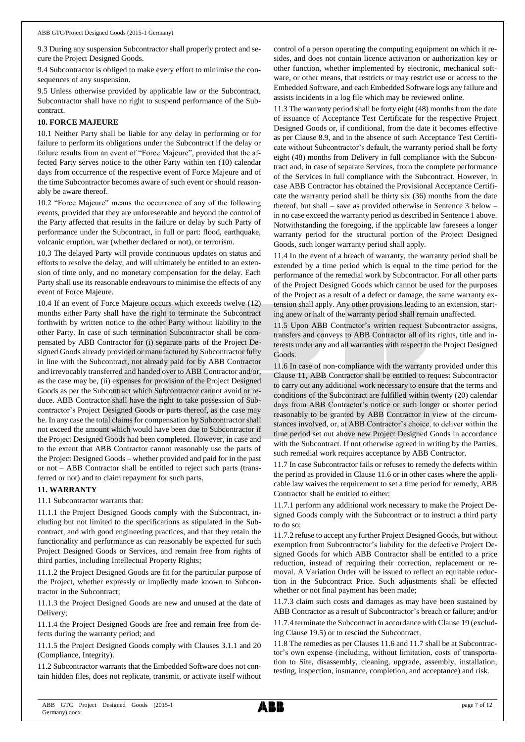9.3 During any suspension Subcontractor shall properly protect and secure the Project Designed Goods.

9.4 Subcontractor is obliged to make every effort to minimise the consequences of any suspension.

9.5 Unless otherwise provided by applicable law or the Subcontract, Subcontractor shall have no right to suspend performance of the Subcontract.

## 10. FORCE MAJEURE

10.1 Neither Party shall be liable for any delay in performing or for failure to perform its obligations under the Subcontract if the delay or failure results from an event of "Force Majeure", provided that the affected Party serves notice to the other Party within ten (10) calendar days from occurrence of the respective event of Force Majeure and of the time Subcontractor becomes aware of such event or should reasonably be aware thereof.

10.2 "Force Majeure" means the occurrence of any of the following events, provided that they are unforeseeable and beyond the control of the Party affected that results in the failure or delay by such Party of performance under the Subcontract, in full or part: flood, earthquake, volcanic eruption, war (whether declared or not), or terrorism.

10.3 The delayed Party will provide continuous updates on status and efforts to resolve the delay, and will ultimately be entitled to an extension of time only, and no monetary compensation for the delay. Each Party shall use its reasonable endeavours to minimise the effects of any event of Force Majeure.

10.4 If an event of Force Majeure occurs which exceeds twelve (12) months either Party shall have the right to terminate the Subcontract forthwith by written notice to the other Party without liability to the other Party. In case of such termination Subcontractor shall be compensated by ABB Contractor for (i) separate parts of the Project Designed Goods already provided or manufactured by Subcontractor fully in line with the Subcontract, not already paid for by ABB Contractor and irrevocably transferred and handed over to ABB Contractor and/or, as the case may be, (ii) expenses for provision of the Project Designed Goods as per the Subcontract which Subcontractor cannot avoid or reduce. ABB Contractor shall have the right to take possession of Subcontractor's Project Designed Goods or parts thereof, as the case may be. In any case the total claims for compensation by Subcontractor shall not exceed the amount which would have been due to Subcontractor if the Project Designed Goods had been completed. However, in case and to the extent that ABB Contractor cannot reasonably use the parts of the Project Designed Goods – whether provided and paid for in the past or not – ABB Contractor shall be entitled to reject such parts (transferred or not) and to claim repayment for such parts.

## 11. WARRANTY

11.1 Subcontractor warrants that:

11.1.1 the Project Designed Goods comply with the Subcontract, including but not limited to the specifications as stipulated in the Subcontract, and with good engineering practices, and that they retain the functionality and performance as can reasonably be expected for such Project Designed Goods or Services, and remain free from rights of third parties, including Intellectual Property Rights;

11.1.2 the Project Designed Goods are fit for the particular purpose of the Project, whether expressly or impliedly made known to Subcontractor in the Subcontract;

11.1.3 the Project Designed Goods are new and unused at the date of Delivery;

11.1.4 the Project Designed Goods are free and remain free from defects during the warranty period; and

11.1.5 the Project Designed Goods comply with Clauses 3.1.1 and 20 (Compliance, Integrity).

11.2 Subcontractor warrants that the Embedded Software does not contain hidden files, does not replicate, transmit, or activate itself without control of a person operating the computing equipment on which it resides, and does not contain licence activation or authorization key or other function, whether implemented by electronic, mechanical software, or other means, that restricts or may restrict use or access to the Embedded Software, and each Embedded Software logs any failure and assists incidents in a log file which may be reviewed online.

11.3 The warranty period shall be forty eight (48) months from the date of issuance of Acceptance Test Certificate for the respective Project Designed Goods or, if conditional, from the date it becomes effective as per Clause 8.9, and in the absence of such Acceptance Test Certificate without Subcontractor's default, the warranty period shall be forty eight (48) months from Delivery in full compliance with the Subcontract and, in case of separate Services, from the complete performance of the Services in full compliance with the Subcontract. However, in case ABB Contractor has obtained the Provisional Acceptance Certificate the warranty period shall be thirty six (36) months from the date thereof, but shall – save as provided otherwise in Sentence 3 below – in no case exceed the warranty period as described in Sentence 1 above. Notwithstanding the foregoing, if the applicable law foresees a longer warranty period for the structural portion of the Project Designed Goods, such longer warranty period shall apply.

11.4 In the event of a breach of warranty, the warranty period shall be extended by a time period which is equal to the time period for the performance of the remedial work by Subcontractor. For all other parts of the Project Designed Goods which cannot be used for the purposes of the Project as a result of a defect or damage, the same warranty extension shall apply. Any other provisions leading to an extension, starting anew or halt of the warranty period shall remain unaffected.

11.5 Upon ABB Contractor's written request Subcontractor assigns, transfers and conveys to ABB Contractor all of its rights, title and interests under any and all warranties with respect to the Project Designed Goods.

11.6 In case of non-compliance with the warranty provided under this Clause 11, ABB Contractor shall be entitled to request Subcontractor to carry out any additional work necessary to ensure that the terms and conditions of the Subcontract are fulfilled within twenty (20) calendar days from ABB Contractor's notice or such longer or shorter period reasonably to be granted by ABB Contractor in view of the circumstances involved, or, at ABB Contractor's choice, to deliver within the time period set out above new Project Designed Goods in accordance with the Subcontract. If not otherwise agreed in writing by the Parties, such remedial work requires acceptance by ABB Contractor.

11.7 In case Subcontractor fails or refuses to remedy the defects within the period as provided in Clause 11.6 or in other cases where the applicable law waives the requirement to set a time period for remedy, ABB Contractor shall be entitled to either:

11.7.1 perform any additional work necessary to make the Project Designed Goods comply with the Subcontract or to instruct a third party to do so;

11.7.2 refuse to accept any further Project Designed Goods, but without exemption from Subcontractor's liability for the defective Project Designed Goods for which ABB Contractor shall be entitled to a price reduction, instead of requiring their correction, replacement or removal. A Variation Order will be issued to reflect an equitable reduction in the Subcontract Price. Such adjustments shall be effected whether or not final payment has been made;

11.7.3 claim such costs and damages as may have been sustained by ABB Contractor as a result of Subcontractor's breach or failure; and/or

11.7.4 terminate the Subcontract in accordance with Clause 19 (excluding Clause 19.5) or to rescind the Subcontract.

11.8 The remedies as per Clauses 11.6 and 11.7 shall be at Subcontractor's own expense (including, without limitation, costs of transportation to Site, disassembly, cleaning, upgrade, assembly, installation, testing, inspection, insurance, completion, and acceptance) and risk.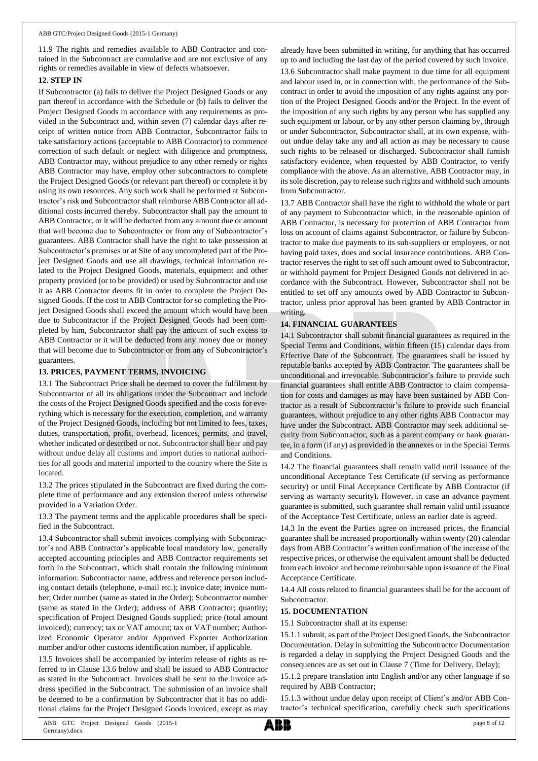11.9 The rights and remedies available to ABB Contractor and contained in the Subcontract are cumulative and are not exclusive of any rights or remedies available in view of defects whatsoever.

**12. STEP IN**

If Subcontractor (a) fails to deliver the Project Designed Goods or any part thereof in accordance with the Schedule or (b) fails to deliver the Project Designed Goods in accordance with any requirements as provided in the Subcontract and, within seven (7) calendar days after receipt of written notice from ABB Contractor, Subcontractor fails to take satisfactory actions (acceptable to ABB Contractor) to commence correction of such default or neglect with diligence and promptness, ABB Contractor may, without prejudice to any other remedy or rights ABB Contractor may have, employ other subcontractors to complete the Project Designed Goods (or relevant part thereof) or complete it by using its own resources. Any such work shall be performed at Subcontractor's risk and Subcontractor shall reimburse ABB Contractor all additional costs incurred thereby. Subcontractor shall pay the amount to ABB Contractor, or it will be deducted from any amount due or amount that will become due to Subcontractor or from any of Subcontractor's guarantees. ABB Contractor shall have the right to take possession at Subcontractor's premises or at Site of any uncompleted part of the Project Designed Goods and use all drawings, technical information related to the Project Designed Goods, materials, equipment and other property provided (or to be provided) or used by Subcontractor and use it as ABB Contractor deems fit in order to complete the Project Designed Goods. If the cost to ABB Contractor for so completing the Project Designed Goods shall exceed the amount which would have been due to Subcontractor if the Project Designed Goods had been completed by him, Subcontractor shall pay the amount of such excess to ABB Contractor or it will be deducted from any money due or money that will become due to Subcontractor or from any of Subcontractor's guarantees.

**13. PRICES, PAYMENT TERMS, INVOICING**

13.1 The Subcontract Price shall be deemed to cover the fulfilment by Subcontractor of all its obligations under the Subcontract and include the costs of the Project Designed Goods specified and the costs for everything which is necessary for the execution, completion, and warranty of the Project Designed Goods, including but not limited to fees, taxes, duties, transportation, profit, overhead, licences, permits, and travel, whether indicated or described or not. Subcontractor shall bear and pay without undue delay all customs and import duties to national authorities for all goods and material imported to the country where the Site is located.

13.2 The prices stipulated in the Subcontract are fixed during the complete time of performance and any extension thereof unless otherwise provided in a Variation Order.

13.3 The payment terms and the applicable procedures shall be specified in the Subcontract.

13.4 Subcontractor shall submit invoices complying with Subcontractor's and ABB Contractor's applicable local mandatory law, generally accepted accounting principles and ABB Contractor requirements set forth in the Subcontract, which shall contain the following minimum information: Subcontractor name, address and reference person including contact details (telephone, e-mail etc.); invoice date; invoice number; Order number (same as stated in the Order); Subcontractor number (same as stated in the Order); address of ABB Contractor; quantity; specification of Project Designed Goods supplied; price (total amount invoiced); currency; tax or VAT amount; tax or VAT number; Authorized Economic Operator and/or Approved Exporter Authorization number and/or other customs identification number, if applicable.

13.5 Invoices shall be accompanied by interim release of rights as referred to in Clause 13.6 below and shall be issued to ABB Contractor as stated in the Subcontract. Invoices shall be sent to the invoice address specified in the Subcontract. The submission of an invoice shall be deemed to be a confirmation by Subcontractor that it has no additional claims for the Project Designed Goods invoiced, except as may already have been submitted in writing, for anything that has occurred up to and including the last day of the period covered by such invoice.

13.6 Subcontractor shall make payment in due time for all equipment and labour used in, or in connection with, the performance of the Subcontract in order to avoid the imposition of any rights against any portion of the Project Designed Goods and/or the Project. In the event of the imposition of any such rights by any person who has supplied any such equipment or labour, or by any other person claiming by, through or under Subcontractor, Subcontractor shall, at its own expense, without undue delay take any and all action as may be necessary to cause such rights to be released or discharged. Subcontractor shall furnish satisfactory evidence, when requested by ABB Contractor, to verify compliance with the above. As an alternative, ABB Contractor may, in its sole discretion, pay to release such rights and withhold such amounts from Subcontractor.

13.7 ABB Contractor shall have the right to withhold the whole or part of any payment to Subcontractor which, in the reasonable opinion of ABB Contractor, is necessary for protection of ABB Contractor from loss on account of claims against Subcontractor, or failure by Subcontractor to make due payments to its sub-suppliers or employees, or not having paid taxes, dues and social insurance contributions. ABB Contractor reserves the right to set off such amount owed to Subcontractor, or withhold payment for Project Designed Goods not delivered in accordance with the Subcontract. However, Subcontractor shall not be entitled to set off any amounts owed by ABB Contractor to Subcontractor, unless prior approval has been granted by ABB Contractor in writing.

**14. FINANCIAL GUARANTEES**

14.1 Subcontractor shall submit financial guarantees as required in the Special Terms and Conditions, within fifteen (15) calendar days from Effective Date of the Subcontract. The guarantees shall be issued by reputable banks accepted by ABB Contractor. The guarantees shall be unconditional and irrevocable. Subcontractor's failure to provide such financial guarantees shall entitle ABB Contractor to claim compensation for costs and damages as may have been sustained by ABB Contractor as a result of Subcontractor's failure to provide such financial guarantees, without prejudice to any other rights ABB Contractor may have under the Subcontract. ABB Contractor may seek additional security from Subcontractor, such as a parent company or bank guarantee, in a form (if any) as provided in the annexes or in the Special Terms and Conditions.

14.2 The financial guarantees shall remain valid until issuance of the unconditional Acceptance Test Certificate (if serving as performance security) or until Final Acceptance Certificate by ABB Contractor (if serving as warranty security). However, in case an advance payment guarantee is submitted, such guarantee shall remain valid until issuance of the Acceptance Test Certificate, unless an earlier date is agreed.

14.3 In the event the Parties agree on increased prices, the financial guarantee shall be increased proportionally within twenty (20) calendar days from ABB Contractor's written confirmation of the increase of the respective prices, or otherwise the equivalent amount shall be deducted from each invoice and become reimbursable upon issuance of the Final Acceptance Certificate.

14.4 All costs related to financial guarantees shall be for the account of Subcontractor.

**15. DOCUMENTATION**

15.1 Subcontractor shall at its expense:

15.1.1 submit, as part of the Project Designed Goods, the Subcontractor Documentation. Delay in submitting the Subcontractor Documentation is regarded a delay in supplying the Project Designed Goods and the consequences are as set out in Clause 7 (Time for Delivery, Delay);

15.1.2 prepare translation into English and/or any other language if so required by ABB Contractor;

15.1.3 without undue delay upon receipt of Client's and/or ABB Contractor's technical specification, carefully check such specifications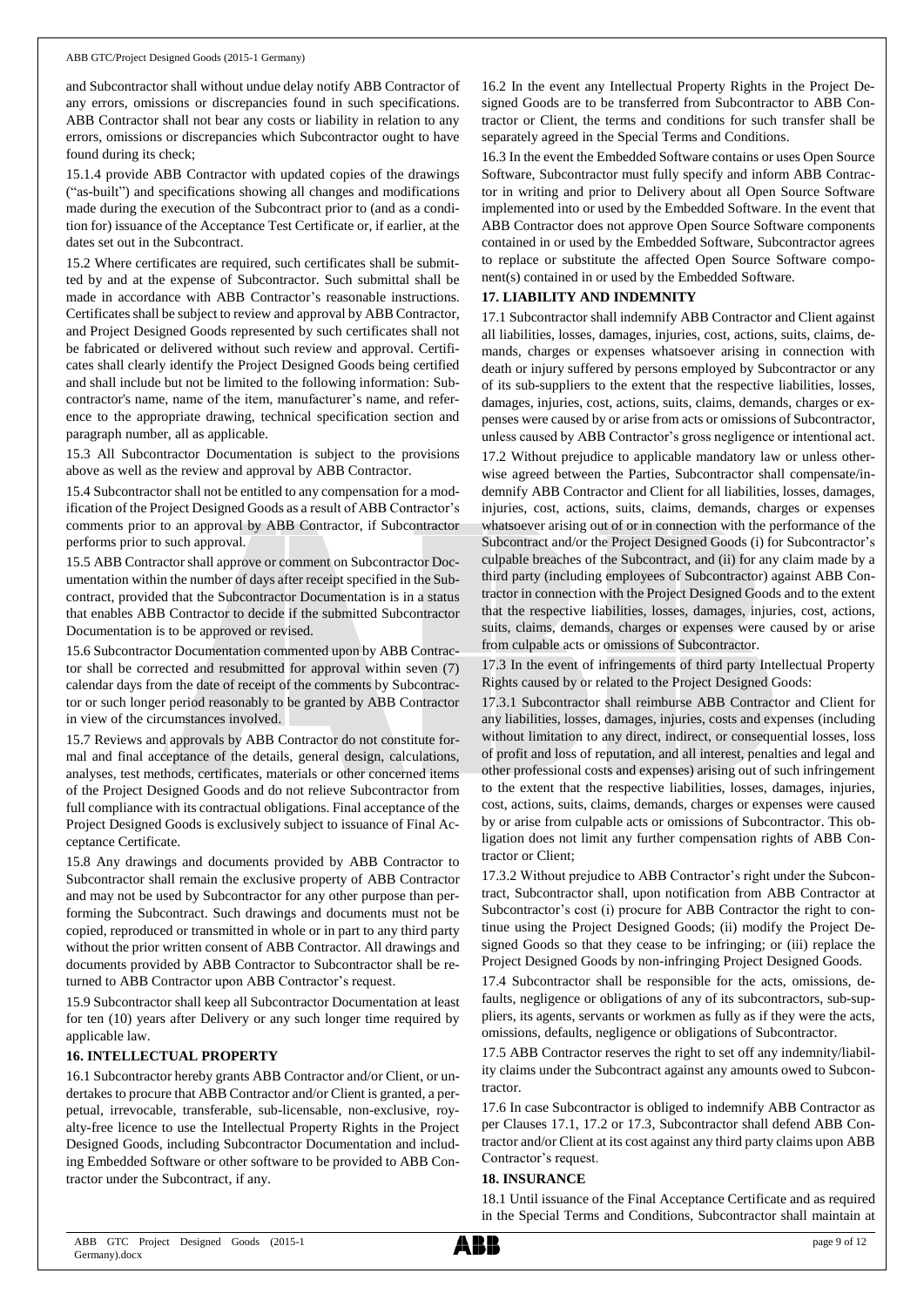and Subcontractor shall without undue delay notify ABB Contractor of any errors, omissions or discrepancies found in such specifications. ABB Contractor shall not bear any costs or liability in relation to any errors, omissions or discrepancies which Subcontractor ought to have found during its check;

15.1.4 provide ABB Contractor with updated copies of the drawings ("as-built") and specifications showing all changes and modifications made during the execution of the Subcontract prior to (and as a condition for) issuance of the Acceptance Test Certificate or, if earlier, at the dates set out in the Subcontract.

15.2 Where certificates are required, such certificates shall be submitted by and at the expense of Subcontractor. Such submittal shall be made in accordance with ABB Contractor's reasonable instructions. Certificates shall be subject to review and approval by ABB Contractor, and Project Designed Goods represented by such certificates shall not be fabricated or delivered without such review and approval. Certificates shall clearly identify the Project Designed Goods being certified and shall include but not be limited to the following information: Subcontractor's name, name of the item, manufacturer's name, and reference to the appropriate drawing, technical specification section and paragraph number, all as applicable.

15.3 All Subcontractor Documentation is subject to the provisions above as well as the review and approval by ABB Contractor.

15.4 Subcontractor shall not be entitled to any compensation for a modification of the Project Designed Goods as a result of ABB Contractor's comments prior to an approval by ABB Contractor, if Subcontractor performs prior to such approval.

15.5 ABB Contractor shall approve or comment on Subcontractor Documentation within the number of days after receipt specified in the Subcontract, provided that the Subcontractor Documentation is in a status that enables ABB Contractor to decide if the submitted Subcontractor Documentation is to be approved or revised.

15.6 Subcontractor Documentation commented upon by ABB Contractor shall be corrected and resubmitted for approval within seven (7) calendar days from the date of receipt of the comments by Subcontractor or such longer period reasonably to be granted by ABB Contractor in view of the circumstances involved.

15.7 Reviews and approvals by ABB Contractor do not constitute formal and final acceptance of the details, general design, calculations, analyses, test methods, certificates, materials or other concerned items of the Project Designed Goods and do not relieve Subcontractor from full compliance with its contractual obligations. Final acceptance of the Project Designed Goods is exclusively subject to issuance of Final Acceptance Certificate.

15.8 Any drawings and documents provided by ABB Contractor to Subcontractor shall remain the exclusive property of ABB Contractor and may not be used by Subcontractor for any other purpose than performing the Subcontract. Such drawings and documents must not be copied, reproduced or transmitted in whole or in part to any third party without the prior written consent of ABB Contractor. All drawings and documents provided by ABB Contractor to Subcontractor shall be returned to ABB Contractor upon ABB Contractor's request.

15.9 Subcontractor shall keep all Subcontractor Documentation at least for ten (10) years after Delivery or any such longer time required by applicable law.

## 16. INTELLECTUAL PROPERTY

16.1 Subcontractor hereby grants ABB Contractor and/or Client, or undertakes to procure that ABB Contractor and/or Client is granted, a perpetual, irrevocable, transferable, sub-licensable, non-exclusive, royalty-free licence to use the Intellectual Property Rights in the Project Designed Goods, including Subcontractor Documentation and including Embedded Software or other software to be provided to ABB Contractor under the Subcontract, if any.

16.2 In the event any Intellectual Property Rights in the Project Designed Goods are to be transferred from Subcontractor to ABB Contractor or Client, the terms and conditions for such transfer shall be separately agreed in the Special Terms and Conditions.

16.3 In the event the Embedded Software contains or uses Open Source Software, Subcontractor must fully specify and inform ABB Contractor in writing and prior to Delivery about all Open Source Software implemented into or used by the Embedded Software. In the event that ABB Contractor does not approve Open Source Software components contained in or used by the Embedded Software, Subcontractor agrees to replace or substitute the affected Open Source Software component(s) contained in or used by the Embedded Software.

## 17. LIABILITY AND INDEMNITY

17.1 Subcontractor shall indemnify ABB Contractor and Client against all liabilities, losses, damages, injuries, cost, actions, suits, claims, demands, charges or expenses whatsoever arising in connection with death or injury suffered by persons employed by Subcontractor or any of its sub-suppliers to the extent that the respective liabilities, losses, damages, injuries, cost, actions, suits, claims, demands, charges or expenses were caused by or arise from acts or omissions of Subcontractor, unless caused by ABB Contractor's gross negligence or intentional act.

17.2 Without prejudice to applicable mandatory law or unless otherwise agreed between the Parties, Subcontractor shall compensate/indemnify ABB Contractor and Client for all liabilities, losses, damages, injuries, cost, actions, suits, claims, demands, charges or expenses whatsoever arising out of or in connection with the performance of the Subcontract and/or the Project Designed Goods (i) for Subcontractor's culpable breaches of the Subcontract, and (ii) for any claim made by a third party (including employees of Subcontractor) against ABB Contractor in connection with the Project Designed Goods and to the extent that the respective liabilities, losses, damages, injuries, cost, actions, suits, claims, demands, charges or expenses were caused by or arise from culpable acts or omissions of Subcontractor.

17.3 In the event of infringements of third party Intellectual Property Rights caused by or related to the Project Designed Goods:

17.3.1 Subcontractor shall reimburse ABB Contractor and Client for any liabilities, losses, damages, injuries, costs and expenses (including without limitation to any direct, indirect, or consequential losses, loss of profit and loss of reputation, and all interest, penalties and legal and other professional costs and expenses) arising out of such infringement to the extent that the respective liabilities, losses, damages, injuries, cost, actions, suits, claims, demands, charges or expenses were caused by or arise from culpable acts or omissions of Subcontractor. This obligation does not limit any further compensation rights of ABB Contractor or Client;

17.3.2 Without prejudice to ABB Contractor's right under the Subcontract, Subcontractor shall, upon notification from ABB Contractor at Subcontractor's cost (i) procure for ABB Contractor the right to continue using the Project Designed Goods; (ii) modify the Project Designed Goods so that they cease to be infringing; or (iii) replace the Project Designed Goods by non-infringing Project Designed Goods.

17.4 Subcontractor shall be responsible for the acts, omissions, defaults, negligence or obligations of any of its subcontractors, sub-suppliers, its agents, servants or workmen as fully as if they were the acts, omissions, defaults, negligence or obligations of Subcontractor.

17.5 ABB Contractor reserves the right to set off any indemnity/liability claims under the Subcontract against any amounts owed to Subcontractor.

17.6 In case Subcontractor is obliged to indemnify ABB Contractor as per Clauses 17.1, 17.2 or 17.3, Subcontractor shall defend ABB Contractor and/or Client at its cost against any third party claims upon ABB Contractor's request.

## 18. INSURANCE

18.1 Until issuance of the Final Acceptance Certificate and as required in the Special Terms and Conditions, Subcontractor shall maintain at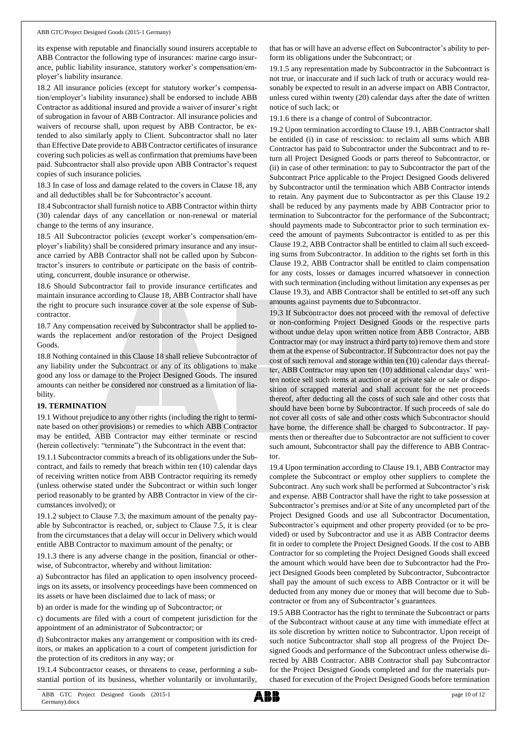its expense with reputable and financially sound insurers acceptable to ABB Contractor the following type of insurances: marine cargo insurance, public liability insurance, statutory worker's compensation/employer's liability insurance.

18.2 All insurance policies (except for statutory worker's compensation/employer's liability insurance) shall be endorsed to include ABB Contractor as additional insured and provide a waiver of insurer's right of subrogation in favour of ABB Contractor. All insurance policies and waivers of recourse shall, upon request by ABB Contractor, be extended to also similarly apply to Client. Subcontractor shall no later than Effective Date provide to ABB Contractor certificates of insurance covering such policies as well as confirmation that premiums have been paid. Subcontractor shall also provide upon ABB Contractor's request copies of such insurance policies.

18.3 In case of loss and damage related to the covers in Clause 18, any and all deductibles shall be for Subcontractor's account.

18.4 Subcontractor shall furnish notice to ABB Contractor within thirty (30) calendar days of any cancellation or non-renewal or material change to the terms of any insurance.

18.5 All Subcontractor policies (except worker's compensation/employer's liability) shall be considered primary insurance and any insurance carried by ABB Contractor shall not be called upon by Subcontractor's insurers to contribute or participate on the basis of contributing, concurrent, double insurance or otherwise.

18.6 Should Subcontractor fail to provide insurance certificates and maintain insurance according to Clause 18, ABB Contractor shall have the right to procure such insurance cover at the sole expense of Subcontractor.

18.7 Any compensation received by Subcontractor shall be applied towards the replacement and/or restoration of the Project Designed Goods.

18.8 Nothing contained in this Clause 18 shall relieve Subcontractor of any liability under the Subcontract or any of its obligations to make good any loss or damage to the Project Designed Goods. The insured amounts can neither be considered nor construed as a limitation of liability.

## 19. TERMINATION

19.1 Without prejudice to any other rights (including the right to terminate based on other provisions) or remedies to which ABB Contractor may be entitled, ABB Contractor may either terminate or rescind (herein collectively: "terminate") the Subcontract in the event that:

19.1.1 Subcontractor commits a breach of its obligations under the Subcontract, and fails to remedy that breach within ten (10) calendar days of receiving written notice from ABB Contractor requiring its remedy (unless otherwise stated under the Subcontract or within such longer period reasonably to be granted by ABB Contractor in view of the circumstances involved); or

19.1.2 subject to Clause 7.3, the maximum amount of the penalty payable by Subcontractor is reached, or, subject to Clause 7.5, it is clear from the circumstances that a delay will occur in Delivery which would entitle ABB Contractor to maximum amount of the penalty; or

19.1.3 there is any adverse change in the position, financial or otherwise, of Subcontractor, whereby and without limitation:

a) Subcontractor has filed an application to open insolvency proceedings on its assets, or insolvency proceedings have been commenced on its assets or have been disclaimed due to lack of mass; or

b) an order is made for the winding up of Subcontractor; or

c) documents are filed with a court of competent jurisdiction for the appointment of an administrator of Subcontractor; or

d) Subcontractor makes any arrangement or composition with its creditors, or makes an application to a court of competent jurisdiction for the protection of its creditors in any way; or

19.1.4 Subcontractor ceases, or threatens to cease, performing a substantial portion of its business, whether voluntarily or involuntarily, that has or will have an adverse effect on Subcontractor's ability to perform its obligations under the Subcontract; or

19.1.5 any representation made by Subcontractor in the Subcontract is not true, or inaccurate and if such lack of truth or accuracy would reasonably be expected to result in an adverse impact on ABB Contractor, unless cured within twenty (20) calendar days after the date of written notice of such lack; or

19.1.6 there is a change of control of Subcontractor.

19.2 Upon termination according to Clause 19.1, ABB Contractor shall be entitled (i) in case of rescission: to reclaim all sums which ABB Contractor has paid to Subcontractor under the Subcontract and to return all Project Designed Goods or parts thereof to Subcontractor, or (ii) in case of other termination: to pay to Subcontractor the part of the Subcontract Price applicable to the Project Designed Goods delivered by Subcontractor until the termination which ABB Contractor intends to retain. Any payment due to Subcontractor as per this Clause 19.2 shall be reduced by any payments made by ABB Contractor prior to termination to Subcontractor for the performance of the Subcontract; should payments made to Subcontractor prior to such termination exceed the amount of payments Subcontractor is entitled to as per this Clause 19.2, ABB Contractor shall be entitled to claim all such exceeding sums from Subcontractor. In addition to the rights set forth in this Clause 19.2, ABB Contractor shall be entitled to claim compensation for any costs, losses or damages incurred whatsoever in connection with such termination (including without limitation any expenses as per Clause 19.3), and ABB Contractor shall be entitled to set-off any such amounts against payments due to Subcontractor.

19.3 If Subcontractor does not proceed with the removal of defective or non-conforming Project Designed Goods or the respective parts without undue delay upon written notice from ABB Contractor, ABB Contractor may (or may instruct a third party to) remove them and store them at the expense of Subcontractor. If Subcontractor does not pay the cost of such removal and storage within ten (10) calendar days thereafter, ABB Contractor may upon ten (10) additional calendar days' written notice sell such items at auction or at private sale or sale or disposition of scrapped material and shall account for the net proceeds thereof, after deducting all the costs of such sale and other costs that should have been borne by Subcontractor. If such proceeds of sale do not cover all costs of sale and other costs which Subcontractor should have borne, the difference shall be charged to Subcontractor. If payments then or thereafter due to Subcontractor are not sufficient to cover such amount, Subcontractor shall pay the difference to ABB Contractor.

19.4 Upon termination according to Clause 19.1, ABB Contractor may complete the Subcontract or employ other suppliers to complete the Subcontract. Any such work shall be performed at Subcontractor's risk and expense. ABB Contractor shall have the right to take possession at Subcontractor's premises and/or at Site of any uncompleted part of the Project Designed Goods and use all Subcontractor Documentation, Subcontractor's equipment and other property provided (or to be provided) or used by Subcontractor and use it as ABB Contractor deems fit in order to complete the Project Designed Goods. If the cost to ABB Contractor for so completing the Project Designed Goods shall exceed the amount which would have been due to Subcontractor had the Project Designed Goods been completed by Subcontractor, Subcontractor shall pay the amount of such excess to ABB Contractor or it will be deducted from any money due or money that will become due to Subcontractor or from any of Subcontractor's guarantees.

19.5 ABB Contractor has the right to terminate the Subcontract or parts of the Subcontract without cause at any time with immediate effect at its sole discretion by written notice to Subcontractor. Upon receipt of such notice Subcontractor shall stop all progress of the Project Designed Goods and performance of the Subcontract unless otherwise directed by ABB Contractor. ABB Contractor shall pay Subcontractor for the Project Designed Goods completed and for the materials purchased for execution of the Project Designed Goods before termination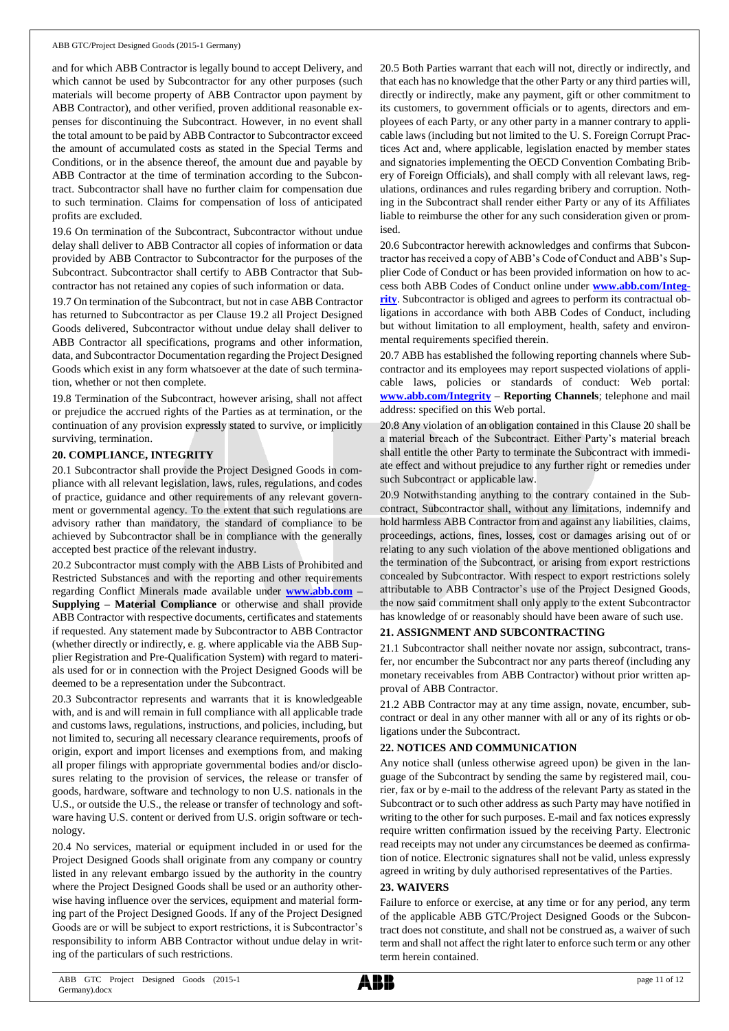and for which ABB Contractor is legally bound to accept Delivery, and which cannot be used by Subcontractor for any other purposes (such materials will become property of ABB Contractor upon payment by ABB Contractor), and other verified, proven additional reasonable expenses for discontinuing the Subcontract. However, in no event shall the total amount to be paid by ABB Contractor to Subcontractor exceed the amount of accumulated costs as stated in the Special Terms and Conditions, or in the absence thereof, the amount due and payable by ABB Contractor at the time of termination according to the Subcontract. Subcontractor shall have no further claim for compensation due to such termination. Claims for compensation of loss of anticipated profits are excluded.

19.6 On termination of the Subcontract, Subcontractor without undue delay shall deliver to ABB Contractor all copies of information or data provided by ABB Contractor to Subcontractor for the purposes of the Subcontract. Subcontractor shall certify to ABB Contractor that Subcontractor has not retained any copies of such information or data.

19.7 On termination of the Subcontract, but not in case ABB Contractor has returned to Subcontractor as per Clause 19.2 all Project Designed Goods delivered, Subcontractor without undue delay shall deliver to ABB Contractor all specifications, programs and other information, data, and Subcontractor Documentation regarding the Project Designed Goods which exist in any form whatsoever at the date of such termination, whether or not then complete.

19.8 Termination of the Subcontract, however arising, shall not affect or prejudice the accrued rights of the Parties as at termination, or the continuation of any provision expressly stated to survive, or implicitly surviving, termination.

## 20. COMPLIANCE, INTEGRITY

20.1 Subcontractor shall provide the Project Designed Goods in compliance with all relevant legislation, laws, rules, regulations, and codes of practice, guidance and other requirements of any relevant government or governmental agency. To the extent that such regulations are advisory rather than mandatory, the standard of compliance to be achieved by Subcontractor shall be in compliance with the generally accepted best practice of the relevant industry.

20.2 Subcontractor must comply with the ABB Lists of Prohibited and Restricted Substances and with the reporting and other requirements regarding Conflict Minerals made available under **www.abb.com – Supplying – Material Compliance** or otherwise and shall provide ABB Contractor with respective documents, certificates and statements if requested. Any statement made by Subcontractor to ABB Contractor (whether directly or indirectly, e. g. where applicable via the ABB Supplier Registration and Pre-Qualification System) with regard to materials used for or in connection with the Project Designed Goods will be deemed to be a representation under the Subcontract.

20.3 Subcontractor represents and warrants that it is knowledgeable with, and is and will remain in full compliance with all applicable trade and customs laws, regulations, instructions, and policies, including, but not limited to, securing all necessary clearance requirements, proofs of origin, export and import licenses and exemptions from, and making all proper filings with appropriate governmental bodies and/or disclosures relating to the provision of services, the release or transfer of goods, hardware, software and technology to non U.S. nationals in the U.S., or outside the U.S., the release or transfer of technology and software having U.S. content or derived from U.S. origin software or technology.

20.4 No services, material or equipment included in or used for the Project Designed Goods shall originate from any company or country listed in any relevant embargo issued by the authority in the country where the Project Designed Goods shall be used or an authority otherwise having influence over the services, equipment and material forming part of the Project Designed Goods. If any of the Project Designed Goods are or will be subject to export restrictions, it is Subcontractor's responsibility to inform ABB Contractor without undue delay in writing of the particulars of such restrictions.

20.5 Both Parties warrant that each will not, directly or indirectly, and that each has no knowledge that the other Party or any third parties will, directly or indirectly, make any payment, gift or other commitment to its customers, to government officials or to agents, directors and employees of each Party, or any other party in a manner contrary to applicable laws (including but not limited to the U. S. Foreign Corrupt Practices Act and, where applicable, legislation enacted by member states and signatories implementing the OECD Convention Combating Bribery of Foreign Officials), and shall comply with all relevant laws, regulations, ordinances and rules regarding bribery and corruption. Nothing in the Subcontract shall render either Party or any of its Affiliates liable to reimburse the other for any such consideration given or promised.

20.6 Subcontractor herewith acknowledges and confirms that Subcontractor has received a copy of ABB's Code of Conduct and ABB's Supplier Code of Conduct or has been provided information on how to access both ABB Codes of Conduct online under **www.abb.com/Integrity**. Subcontractor is obliged and agrees to perform its contractual obligations in accordance with both ABB Codes of Conduct, including but without limitation to all employment, health, safety and environmental requirements specified therein.

20.7 ABB has established the following reporting channels where Subcontractor and its employees may report suspected violations of applicable laws, policies or standards of conduct: Web portal: **www.abb.com/Integrity – Reporting Channels**; telephone and mail address: specified on this Web portal.

20.8 Any violation of an obligation contained in this Clause 20 shall be a material breach of the Subcontract. Either Party's material breach shall entitle the other Party to terminate the Subcontract with immediate effect and without prejudice to any further right or remedies under such Subcontract or applicable law.

20.9 Notwithstanding anything to the contrary contained in the Subcontract, Subcontractor shall, without any limitations, indemnify and hold harmless ABB Contractor from and against any liabilities, claims, proceedings, actions, fines, losses, cost or damages arising out of or relating to any such violation of the above mentioned obligations and the termination of the Subcontract, or arising from export restrictions concealed by Subcontractor. With respect to export restrictions solely attributable to ABB Contractor's use of the Project Designed Goods, the now said commitment shall only apply to the extent Subcontractor has knowledge of or reasonably should have been aware of such use.

## 21. ASSIGNMENT AND SUBCONTRACTING

21.1 Subcontractor shall neither novate nor assign, subcontract, transfer, nor encumber the Subcontract nor any parts thereof (including any monetary receivables from ABB Contractor) without prior written approval of ABB Contractor.

21.2 ABB Contractor may at any time assign, novate, encumber, subcontract or deal in any other manner with all or any of its rights or obligations under the Subcontract.

## 22. NOTICES AND COMMUNICATION

Any notice shall (unless otherwise agreed upon) be given in the language of the Subcontract by sending the same by registered mail, courier, fax or by e-mail to the address of the relevant Party as stated in the Subcontract or to such other address as such Party may have notified in writing to the other for such purposes. E-mail and fax notices expressly require written confirmation issued by the receiving Party. Electronic read receipts may not under any circumstances be deemed as confirmation of notice. Electronic signatures shall not be valid, unless expressly agreed in writing by duly authorised representatives of the Parties.

## 23. WAIVERS

Failure to enforce or exercise, at any time or for any period, any term of the applicable ABB GTC/Project Designed Goods or the Subcontract does not constitute, and shall not be construed as, a waiver of such term and shall not affect the right later to enforce such term or any other term herein contained.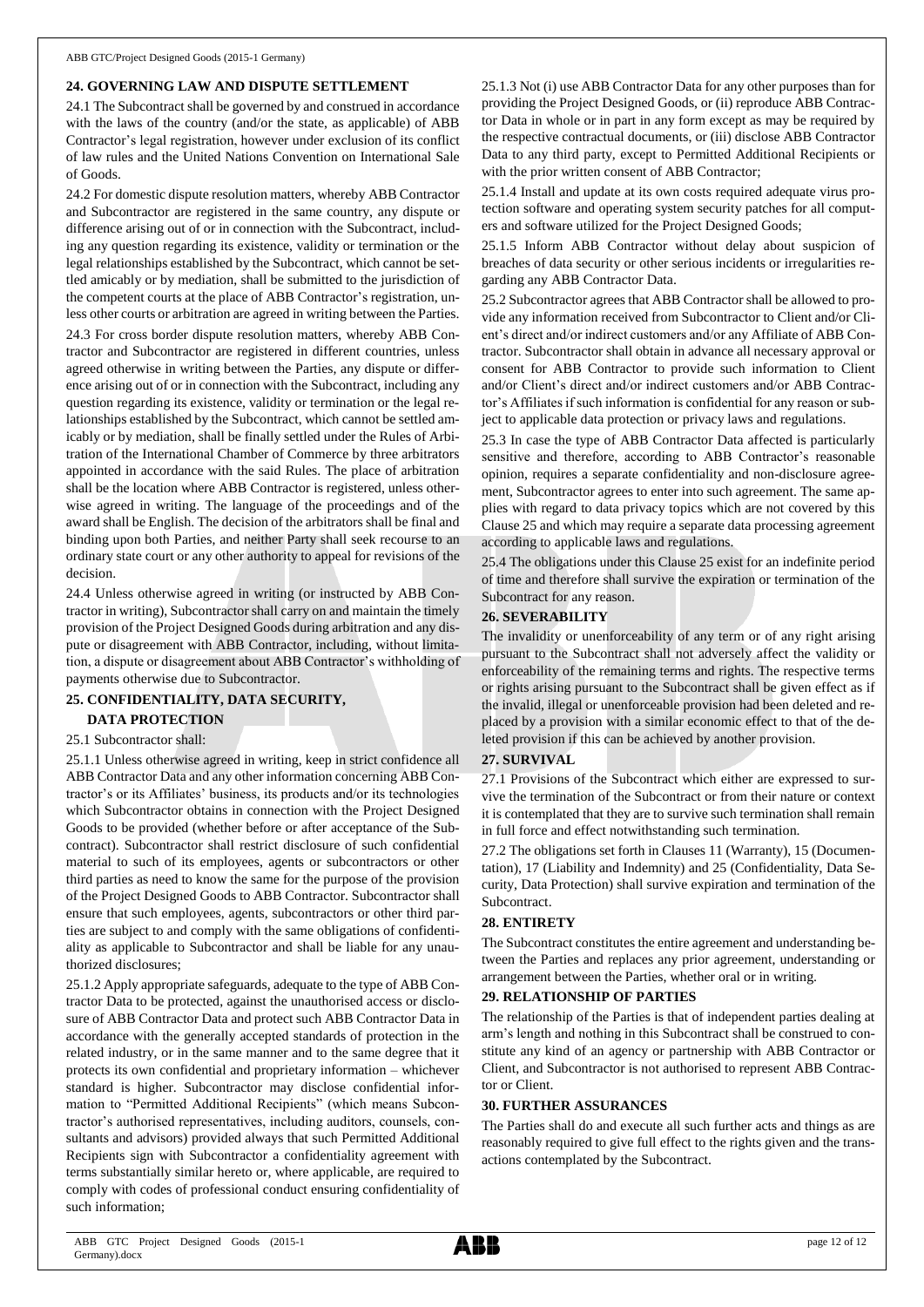## 24. GOVERNING LAW AND DISPUTE SETTLEMENT

24.1 The Subcontract shall be governed by and construed in accordance with the laws of the country (and/or the state, as applicable) of ABB Contractor's legal registration, however under exclusion of its conflict of law rules and the United Nations Convention on International Sale of Goods.

24.2 For domestic dispute resolution matters, whereby ABB Contractor and Subcontractor are registered in the same country, any dispute or difference arising out of or in connection with the Subcontract, including any question regarding its existence, validity or termination or the legal relationships established by the Subcontract, which cannot be settled amicably or by mediation, shall be submitted to the jurisdiction of the competent courts at the place of ABB Contractor's registration, unless other courts or arbitration are agreed in writing between the Parties.

24.3 For cross border dispute resolution matters, whereby ABB Contractor and Subcontractor are registered in different countries, unless agreed otherwise in writing between the Parties, any dispute or difference arising out of or in connection with the Subcontract, including any question regarding its existence, validity or termination or the legal relationships established by the Subcontract, which cannot be settled amicably or by mediation, shall be finally settled under the Rules of Arbitration of the International Chamber of Commerce by three arbitrators appointed in accordance with the said Rules. The place of arbitration shall be the location where ABB Contractor is registered, unless otherwise agreed in writing. The language of the proceedings and of the award shall be English. The decision of the arbitrators shall be final and binding upon both Parties, and neither Party shall seek recourse to an ordinary state court or any other authority to appeal for revisions of the decision.

24.4 Unless otherwise agreed in writing (or instructed by ABB Contractor in writing), Subcontractor shall carry on and maintain the timely provision of the Project Designed Goods during arbitration and any dispute or disagreement with ABB Contractor, including, without limitation, a dispute or disagreement about ABB Contractor's withholding of payments otherwise due to Subcontractor.

## 25. CONFIDENTIALITY, DATA SECURITY, DATA PROTECTION

25.1 Subcontractor shall:

25.1.1 Unless otherwise agreed in writing, keep in strict confidence all ABB Contractor Data and any other information concerning ABB Contractor's or its Affiliates' business, its products and/or its technologies which Subcontractor obtains in connection with the Project Designed Goods to be provided (whether before or after acceptance of the Subcontract). Subcontractor shall restrict disclosure of such confidential material to such of its employees, agents or subcontractors or other third parties as need to know the same for the purpose of the provision of the Project Designed Goods to ABB Contractor. Subcontractor shall ensure that such employees, agents, subcontractors or other third parties are subject to and comply with the same obligations of confidentiality as applicable to Subcontractor and shall be liable for any unauthorized disclosures;

25.1.2 Apply appropriate safeguards, adequate to the type of ABB Contractor Data to be protected, against the unauthorised access or disclosure of ABB Contractor Data and protect such ABB Contractor Data in accordance with the generally accepted standards of protection in the related industry, or in the same manner and to the same degree that it protects its own confidential and proprietary information – whichever standard is higher. Subcontractor may disclose confidential information to "Permitted Additional Recipients" (which means Subcontractor's authorised representatives, including auditors, counsels, consultants and advisors) provided always that such Permitted Additional Recipients sign with Subcontractor a confidentiality agreement with terms substantially similar hereto or, where applicable, are required to comply with codes of professional conduct ensuring confidentiality of such information;

25.1.3 Not (i) use ABB Contractor Data for any other purposes than for providing the Project Designed Goods, or (ii) reproduce ABB Contractor Data in whole or in part in any form except as may be required by the respective contractual documents, or (iii) disclose ABB Contractor Data to any third party, except to Permitted Additional Recipients or with the prior written consent of ABB Contractor;

25.1.4 Install and update at its own costs required adequate virus protection software and operating system security patches for all computers and software utilized for the Project Designed Goods;

25.1.5 Inform ABB Contractor without delay about suspicion of breaches of data security or other serious incidents or irregularities regarding any ABB Contractor Data.

25.2 Subcontractor agrees that ABB Contractor shall be allowed to provide any information received from Subcontractor to Client and/or Client's direct and/or indirect customers and/or any Affiliate of ABB Contractor. Subcontractor shall obtain in advance all necessary approval or consent for ABB Contractor to provide such information to Client and/or Client's direct and/or indirect customers and/or ABB Contractor's Affiliates if such information is confidential for any reason or subject to applicable data protection or privacy laws and regulations.

25.3 In case the type of ABB Contractor Data affected is particularly sensitive and therefore, according to ABB Contractor's reasonable opinion, requires a separate confidentiality and non-disclosure agreement, Subcontractor agrees to enter into such agreement. The same applies with regard to data privacy topics which are not covered by this Clause 25 and which may require a separate data processing agreement according to applicable laws and regulations.

25.4 The obligations under this Clause 25 exist for an indefinite period of time and therefore shall survive the expiration or termination of the Subcontract for any reason.

## 26. SEVERABILITY

The invalidity or unenforceability of any term or of any right arising pursuant to the Subcontract shall not adversely affect the validity or enforceability of the remaining terms and rights. The respective terms or rights arising pursuant to the Subcontract shall be given effect as if the invalid, illegal or unenforceable provision had been deleted and replaced by a provision with a similar economic effect to that of the deleted provision if this can be achieved by another provision.

## 27. SURVIVAL

27.1 Provisions of the Subcontract which either are expressed to survive the termination of the Subcontract or from their nature or context it is contemplated that they are to survive such termination shall remain in full force and effect notwithstanding such termination.

27.2 The obligations set forth in Clauses 11 (Warranty), 15 (Documentation), 17 (Liability and Indemnity) and 25 (Confidentiality, Data Security, Data Protection) shall survive expiration and termination of the Subcontract.

## 28. ENTIRETY

The Subcontract constitutes the entire agreement and understanding between the Parties and replaces any prior agreement, understanding or arrangement between the Parties, whether oral or in writing.

## 29. RELATIONSHIP OF PARTIES

The relationship of the Parties is that of independent parties dealing at arm's length and nothing in this Subcontract shall be construed to constitute any kind of an agency or partnership with ABB Contractor or Client, and Subcontractor is not authorised to represent ABB Contractor or Client.

## 30. FURTHER ASSURANCES

The Parties shall do and execute all such further acts and things as are reasonably required to give full effect to the rights given and the transactions contemplated by the Subcontract.